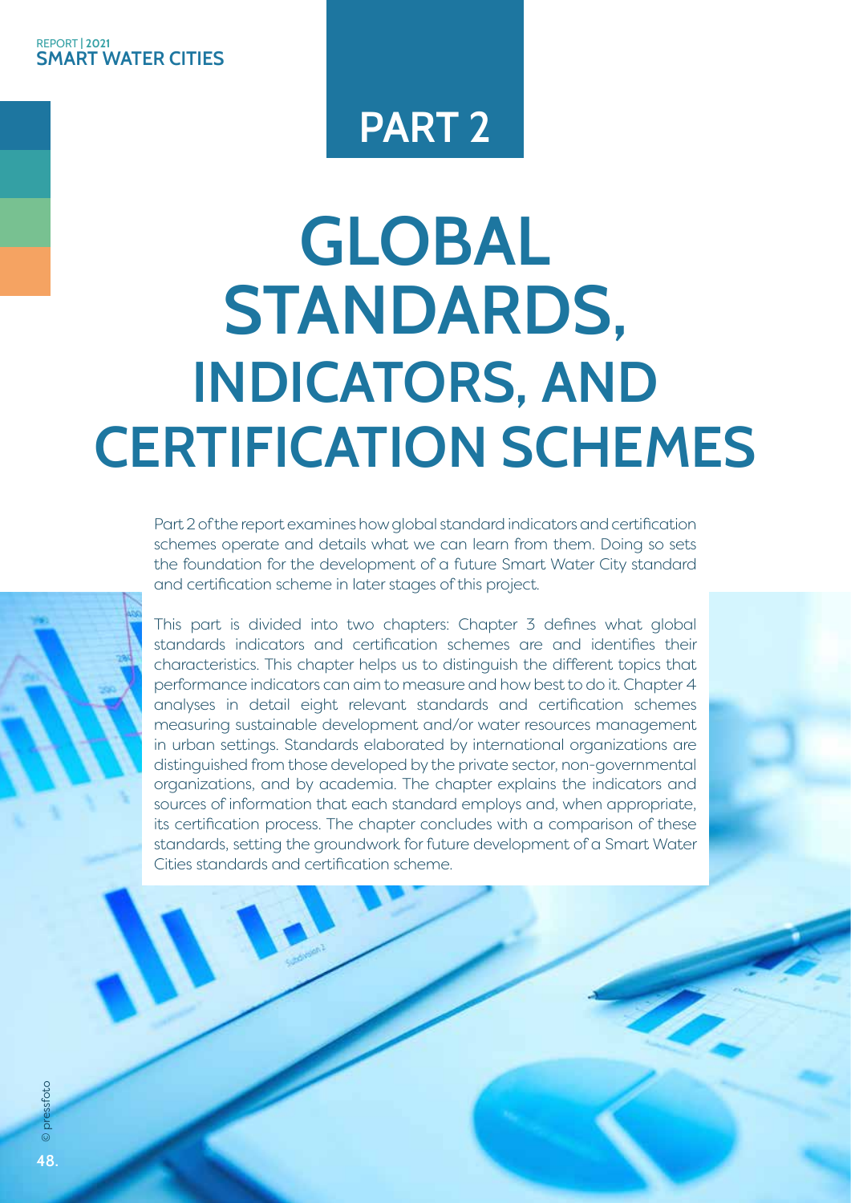# PART 2

# GLOBAL STANDARDS, INDICATORS, AND CERTIFICATION SCHEMES

Part 2 of the report examines how global standard indicators and certification schemes operate and details what we can learn from them. Doing so sets the foundation for the development of a future Smart Water City standard and certification scheme in later stages of this project.

This part is divided into two chapters: Chapter 3 defines what global standards indicators and certification schemes are and identifies their characteristics. This chapter helps us to distinguish the different topics that performance indicators can aim to measure and how best to do it. Chapter 4 analyses in detail eight relevant standards and certification schemes measuring sustainable development and/or water resources management in urban settings. Standards elaborated by international organizations are distinguished from those developed by the private sector, non-governmental organizations, and by academia. The chapter explains the indicators and sources of information that each standard employs and, when appropriate, its certification process. The chapter concludes with a comparison of these standards, setting the groundwork for future development of a Smart Water Cities standards and certification scheme.

© pressfoto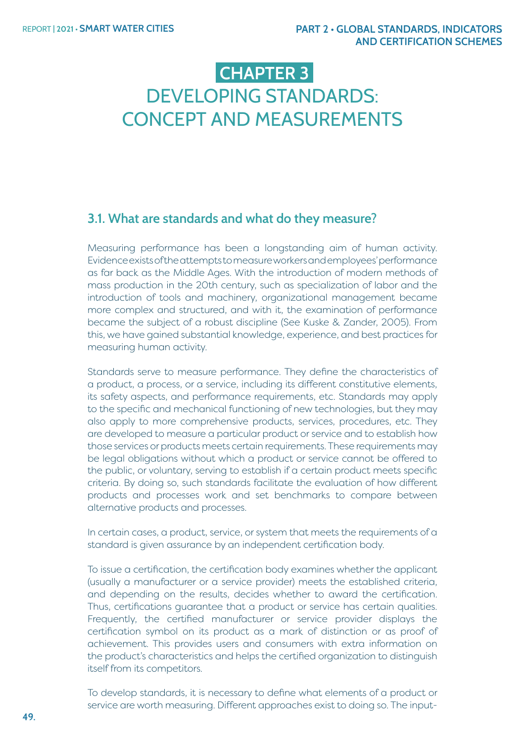# CHAPTER 3
# DEVELOPING STANDARDS: CONCEPT AND MEASUREMENTS

## 3.1. What are standards and what do they measure?

Measuring performance has been a longstanding aim of human activity. Evidence exists of the attempts to measure workers and employees' performance as far back as the Middle Ages. With the introduction of modern methods of mass production in the 20th century, such as specialization of labor and the introduction of tools and machinery, organizational management became more complex and structured, and with it, the examination of performance became the subject of a robust discipline (See Kuske & Zander, 2005). From this, we have gained substantial knowledge, experience, and best practices for measuring human activity.

Standards serve to measure performance. They define the characteristics of a product, a process, or a service, including its different constitutive elements, its safety aspects, and performance requirements, etc. Standards may apply to the specific and mechanical functioning of new technologies, but they may also apply to more comprehensive products, services, procedures, etc. They are developed to measure a particular product or service and to establish how those services or products meets certain requirements. These requirements may be legal obligations without which a product or service cannot be offered to the public, or voluntary, serving to establish if a certain product meets specific criteria. By doing so, such standards facilitate the evaluation of how different products and processes work and set benchmarks to compare between alternative products and processes.

In certain cases, a product, service, or system that meets the requirements of a standard is given assurance by an independent certification body.

To issue a certification, the certification body examines whether the applicant (usually a manufacturer or a service provider) meets the established criteria, and depending on the results, decides whether to award the certification. Thus, certifications guarantee that a product or service has certain qualities. Frequently, the certified manufacturer or service provider displays the certification symbol on its product as a mark of distinction or as proof of achievement. This provides users and consumers with extra information on the product's characteristics and helps the certified organization to distinguish itself from its competitors.

To develop standards, it is necessary to define what elements of a product or service are worth measuring. Different approaches exist to doing so. The input-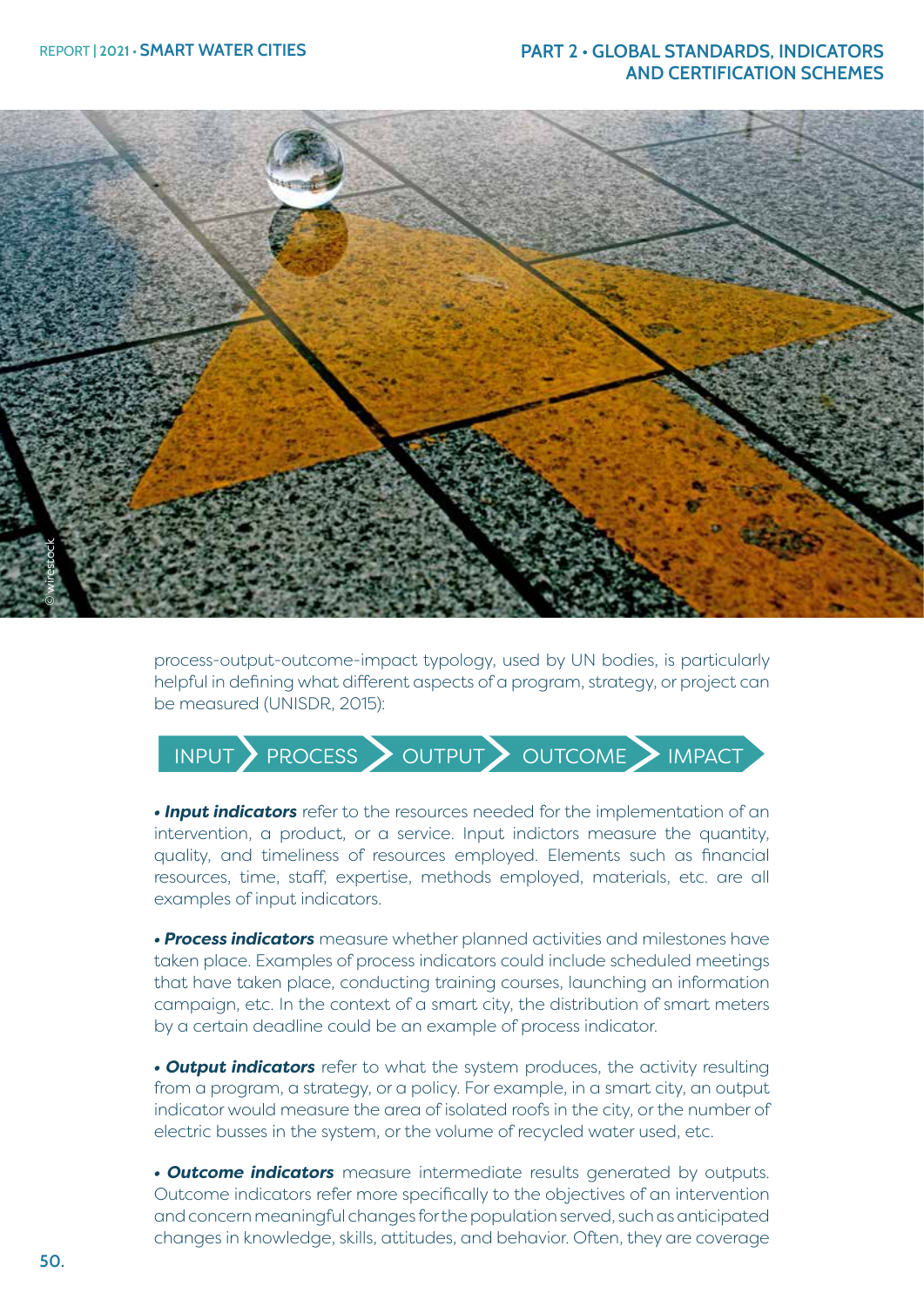process-output-outcome-impact typology, used by UN bodies, is particularly helpful in defining what different aspects of a program, strategy, or project can be measured (UNISDR, 2015):

INPUT > PROCESS > OUTPUT > OUTCOME > IMPACT

- ***Input indicators*** refer to the resources needed for the implementation of an intervention, a product, or a service. Input indictors measure the quantity, quality, and timeliness of resources employed. Elements such as financial resources, time, staff, expertise, methods employed, materials, etc. are all examples of input indicators.

- ***Process indicators*** measure whether planned activities and milestones have taken place. Examples of process indicators could include scheduled meetings that have taken place, conducting training courses, launching an information campaign, etc. In the context of a smart city, the distribution of smart meters by a certain deadline could be an example of process indicator.

- ***Output indicators*** refer to what the system produces, the activity resulting from a program, a strategy, or a policy. For example, in a smart city, an output indicator would measure the area of isolated roofs in the city, or the number of electric busses in the system, or the volume of recycled water used, etc.

- ***Outcome indicators*** measure intermediate results generated by outputs. Outcome indicators refer more specifically to the objectives of an intervention and concern meaningful changes for the population served, such as anticipated changes in knowledge, skills, attitudes, and behavior. Often, they are coverage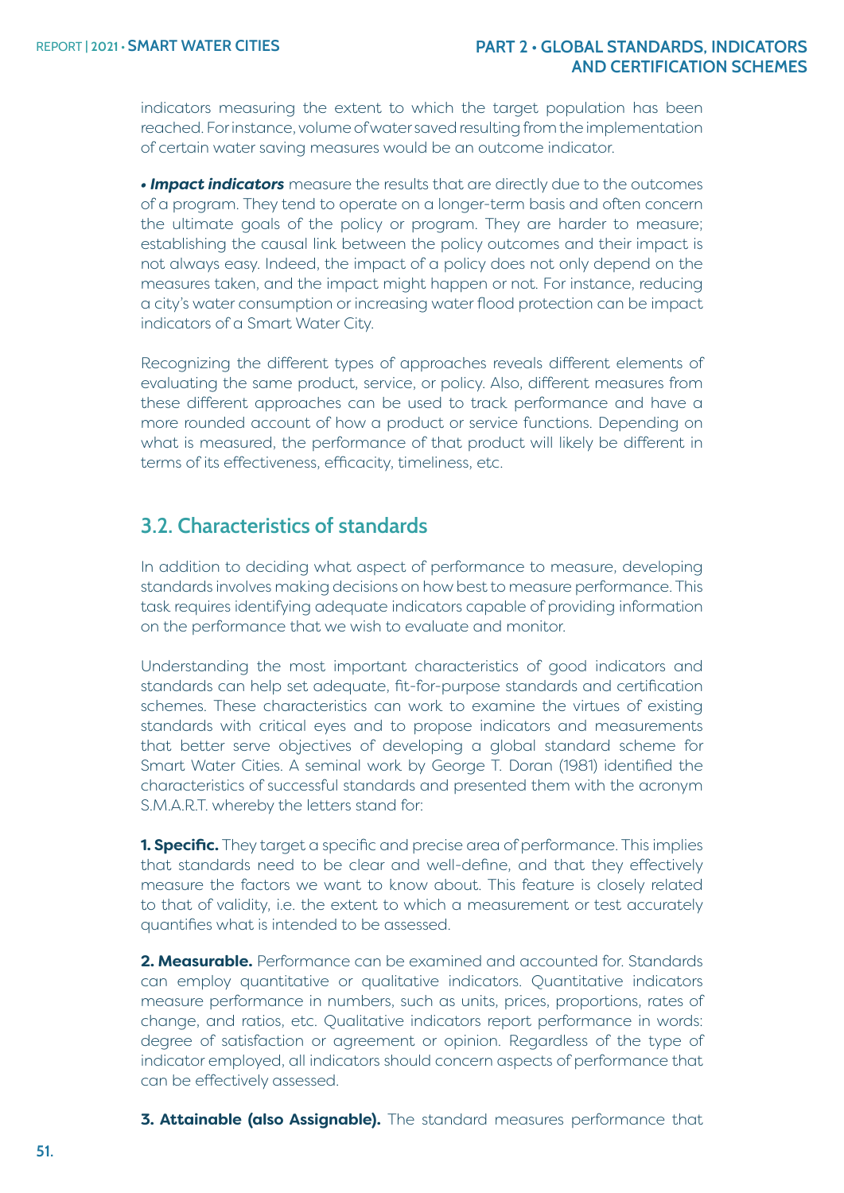indicators measuring the extent to which the target population has been reached. For instance, volume of water saved resulting from the implementation of certain water saving measures would be an outcome indicator.

• ***Impact indicators*** measure the results that are directly due to the outcomes of a program. They tend to operate on a longer-term basis and often concern the ultimate goals of the policy or program. They are harder to measure; establishing the causal link between the policy outcomes and their impact is not always easy. Indeed, the impact of a policy does not only depend on the measures taken, and the impact might happen or not. For instance, reducing a city's water consumption or increasing water flood protection can be impact indicators of a Smart Water City.

Recognizing the different types of approaches reveals different elements of evaluating the same product, service, or policy. Also, different measures from these different approaches can be used to track performance and have a more rounded account of how a product or service functions. Depending on what is measured, the performance of that product will likely be different in terms of its effectiveness, efficacity, timeliness, etc.

## 3.2. Characteristics of standards

In addition to deciding what aspect of performance to measure, developing standards involves making decisions on how best to measure performance. This task requires identifying adequate indicators capable of providing information on the performance that we wish to evaluate and monitor.

Understanding the most important characteristics of good indicators and standards can help set adequate, fit-for-purpose standards and certification schemes. These characteristics can work to examine the virtues of existing standards with critical eyes and to propose indicators and measurements that better serve objectives of developing a global standard scheme for Smart Water Cities. A seminal work by George T. Doran (1981) identified the characteristics of successful standards and presented them with the acronym S.M.A.R.T. whereby the letters stand for:

**1. Specific.** They target a specific and precise area of performance. This implies that standards need to be clear and well-define, and that they effectively measure the factors we want to know about. This feature is closely related to that of validity, i.e. the extent to which a measurement or test accurately quantifies what is intended to be assessed.

**2. Measurable.** Performance can be examined and accounted for. Standards can employ quantitative or qualitative indicators. Quantitative indicators measure performance in numbers, such as units, prices, proportions, rates of change, and ratios, etc. Qualitative indicators report performance in words: degree of satisfaction or agreement or opinion. Regardless of the type of indicator employed, all indicators should concern aspects of performance that can be effectively assessed.

**3. Attainable (also Assignable).** The standard measures performance that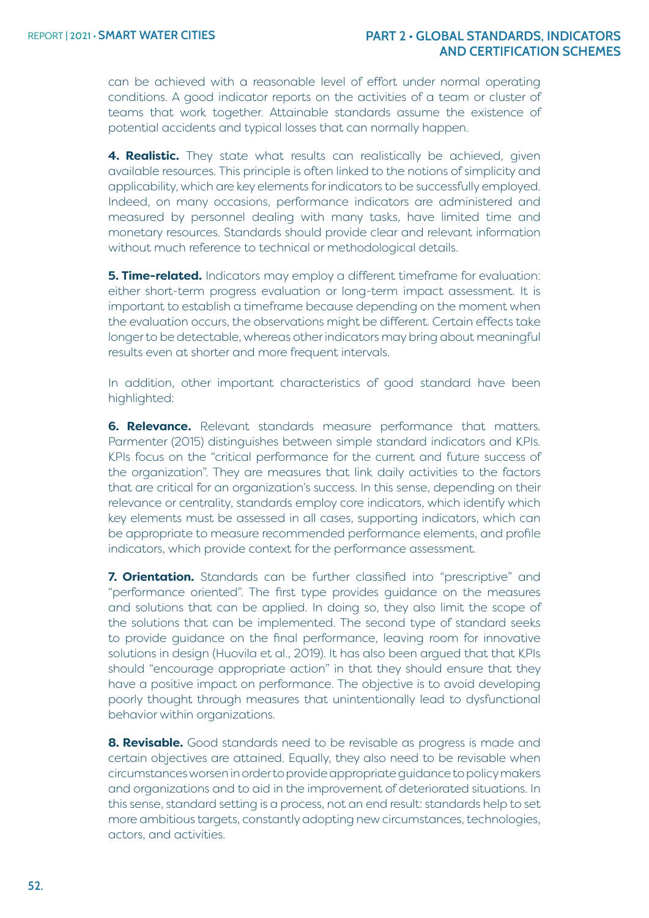can be achieved with a reasonable level of effort under normal operating conditions. A good indicator reports on the activities of a team or cluster of teams that work together. Attainable standards assume the existence of potential accidents and typical losses that can normally happen.

**4. Realistic.** They state what results can realistically be achieved, given available resources. This principle is often linked to the notions of simplicity and applicability, which are key elements for indicators to be successfully employed. Indeed, on many occasions, performance indicators are administered and measured by personnel dealing with many tasks, have limited time and monetary resources. Standards should provide clear and relevant information without much reference to technical or methodological details.

**5. Time-related.** Indicators may employ a different timeframe for evaluation: either short-term progress evaluation or long-term impact assessment. It is important to establish a timeframe because depending on the moment when the evaluation occurs, the observations might be different. Certain effects take longer to be detectable, whereas other indicators may bring about meaningful results even at shorter and more frequent intervals.

In addition, other important characteristics of good standard have been highlighted:

**6. Relevance.** Relevant standards measure performance that matters. Parmenter (2015) distinguishes between simple standard indicators and KPIs. KPIs focus on the "critical performance for the current and future success of the organization". They are measures that link daily activities to the factors that are critical for an organization's success. In this sense, depending on their relevance or centrality, standards employ core indicators, which identify which key elements must be assessed in all cases, supporting indicators, which can be appropriate to measure recommended performance elements, and profile indicators, which provide context for the performance assessment.

**7. Orientation.** Standards can be further classified into "prescriptive" and "performance oriented". The first type provides guidance on the measures and solutions that can be applied. In doing so, they also limit the scope of the solutions that can be implemented. The second type of standard seeks to provide guidance on the final performance, leaving room for innovative solutions in design (Huovila et al., 2019). It has also been argued that that KPIs should "encourage appropriate action" in that they should ensure that they have a positive impact on performance. The objective is to avoid developing poorly thought through measures that unintentionally lead to dysfunctional behavior within organizations.

**8. Revisable.** Good standards need to be revisable as progress is made and certain objectives are attained. Equally, they also need to be revisable when circumstances worsen in order to provide appropriate guidance to policy makers and organizations and to aid in the improvement of deteriorated situations. In this sense, standard setting is a process, not an end result: standards help to set more ambitious targets, constantly adopting new circumstances, technologies, actors, and activities.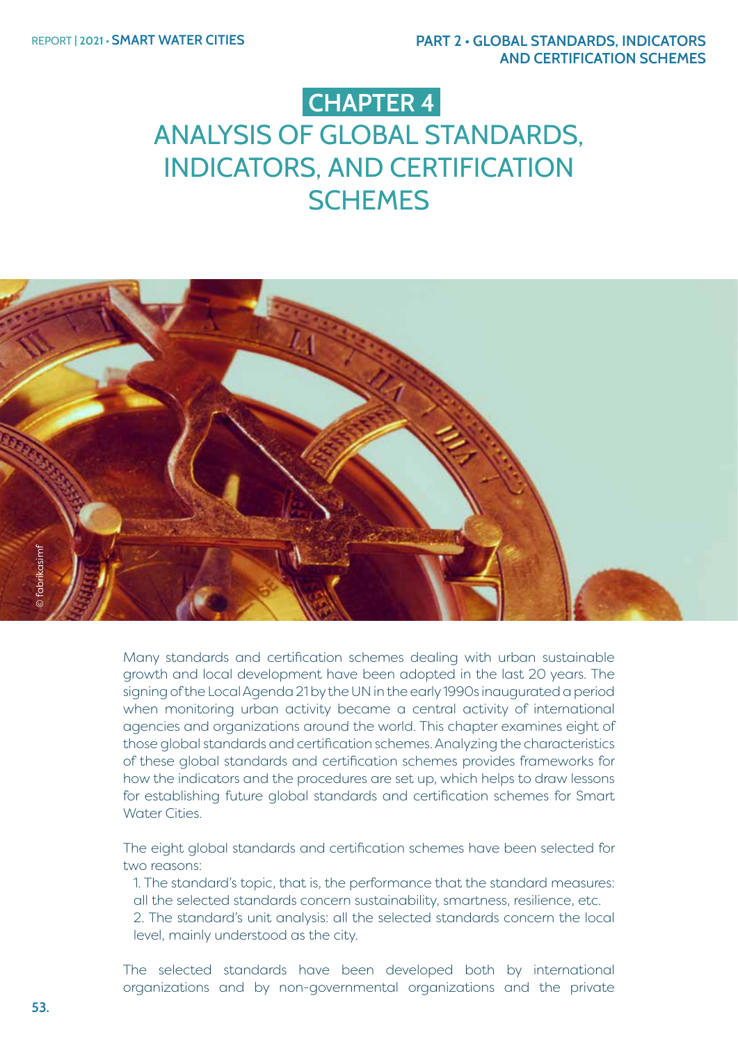# CHAPTER 4
# ANALYSIS OF GLOBAL STANDARDS, INDICATORS, AND CERTIFICATION SCHEMES

Many standards and certification schemes dealing with urban sustainable growth and local development have been adopted in the last 20 years. The signing of the Local Agenda 21 by the UN in the early 1990s inaugurated a period when monitoring urban activity became a central activity of international agencies and organizations around the world. This chapter examines eight of those global standards and certification schemes. Analyzing the characteristics of these global standards and certification schemes provides frameworks for how the indicators and the procedures are set up, which helps to draw lessons for establishing future global standards and certification schemes for Smart Water Cities.

The eight global standards and certification schemes have been selected for two reasons:

1. The standard's topic, that is, the performance that the standard measures: all the selected standards concern sustainability, smartness, resilience, etc.
2. The standard's unit analysis: all the selected standards concern the local level, mainly understood as the city.

The selected standards have been developed both by international organizations and by non-governmental organizations and the private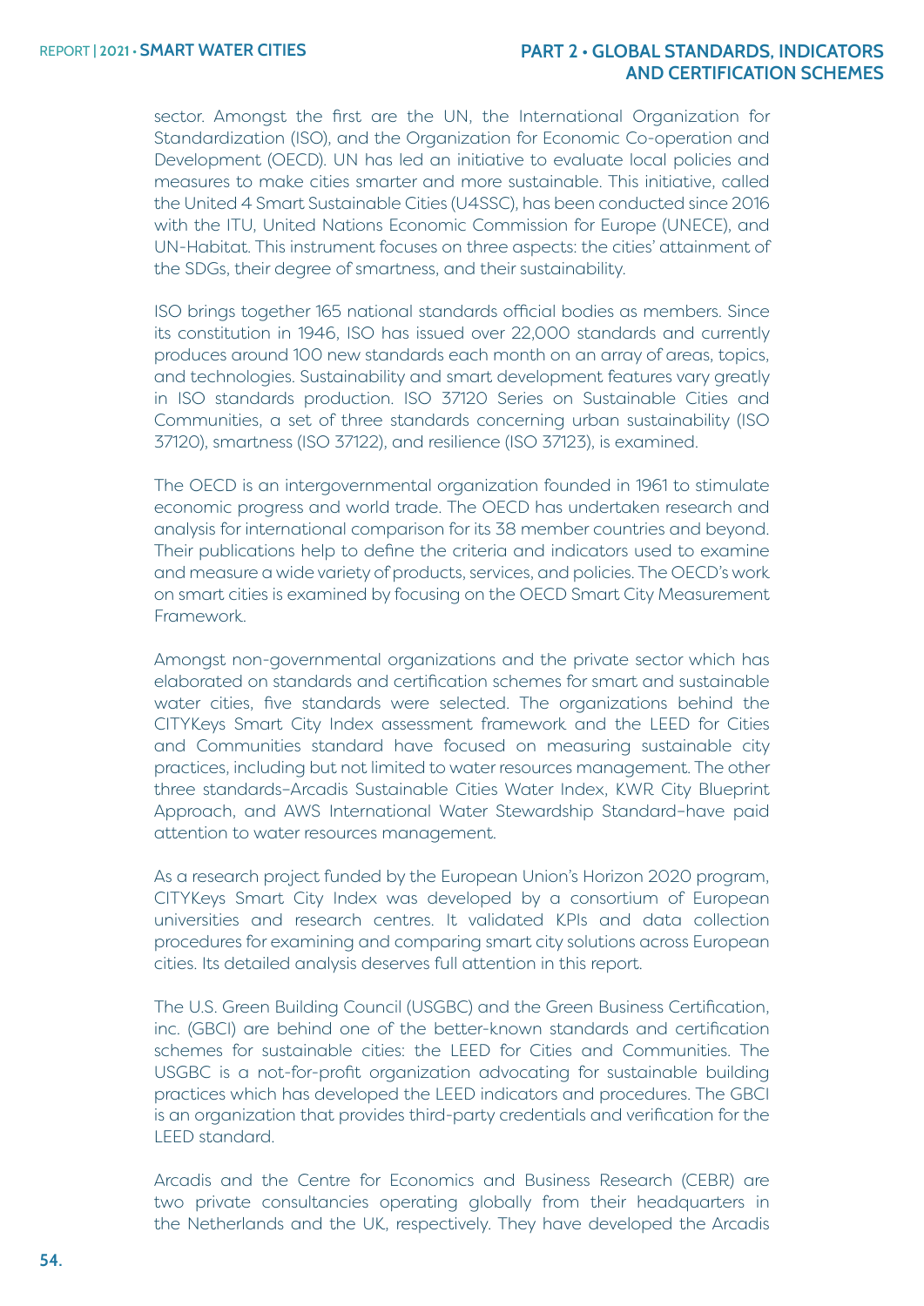sector. Amongst the first are the UN, the International Organization for Standardization (ISO), and the Organization for Economic Co-operation and Development (OECD). UN has led an initiative to evaluate local policies and measures to make cities smarter and more sustainable. This initiative, called the United 4 Smart Sustainable Cities (U4SSC), has been conducted since 2016 with the ITU, United Nations Economic Commission for Europe (UNECE), and UN-Habitat. This instrument focuses on three aspects: the cities' attainment of the SDGs, their degree of smartness, and their sustainability.

ISO brings together 165 national standards official bodies as members. Since its constitution in 1946, ISO has issued over 22,000 standards and currently produces around 100 new standards each month on an array of areas, topics, and technologies. Sustainability and smart development features vary greatly in ISO standards production. ISO 37120 Series on Sustainable Cities and Communities, a set of three standards concerning urban sustainability (ISO 37120), smartness (ISO 37122), and resilience (ISO 37123), is examined.

The OECD is an intergovernmental organization founded in 1961 to stimulate economic progress and world trade. The OECD has undertaken research and analysis for international comparison for its 38 member countries and beyond. Their publications help to define the criteria and indicators used to examine and measure a wide variety of products, services, and policies. The OECD's work on smart cities is examined by focusing on the OECD Smart City Measurement Framework.

Amongst non-governmental organizations and the private sector which has elaborated on standards and certification schemes for smart and sustainable water cities, five standards were selected. The organizations behind the CITYKeys Smart City Index assessment framework and the LEED for Cities and Communities standard have focused on measuring sustainable city practices, including but not limited to water resources management. The other three standards–Arcadis Sustainable Cities Water Index, KWR City Blueprint Approach, and AWS International Water Stewardship Standard–have paid attention to water resources management.

As a research project funded by the European Union's Horizon 2020 program, CITYKeys Smart City Index was developed by a consortium of European universities and research centres. It validated KPIs and data collection procedures for examining and comparing smart city solutions across European cities. Its detailed analysis deserves full attention in this report.

The U.S. Green Building Council (USGBC) and the Green Business Certification, inc. (GBCI) are behind one of the better-known standards and certification schemes for sustainable cities: the LEED for Cities and Communities. The USGBC is a not-for-profit organization advocating for sustainable building practices which has developed the LEED indicators and procedures. The GBCI is an organization that provides third-party credentials and verification for the LEED standard.

Arcadis and the Centre for Economics and Business Research (CEBR) are two private consultancies operating globally from their headquarters in the Netherlands and the UK, respectively. They have developed the Arcadis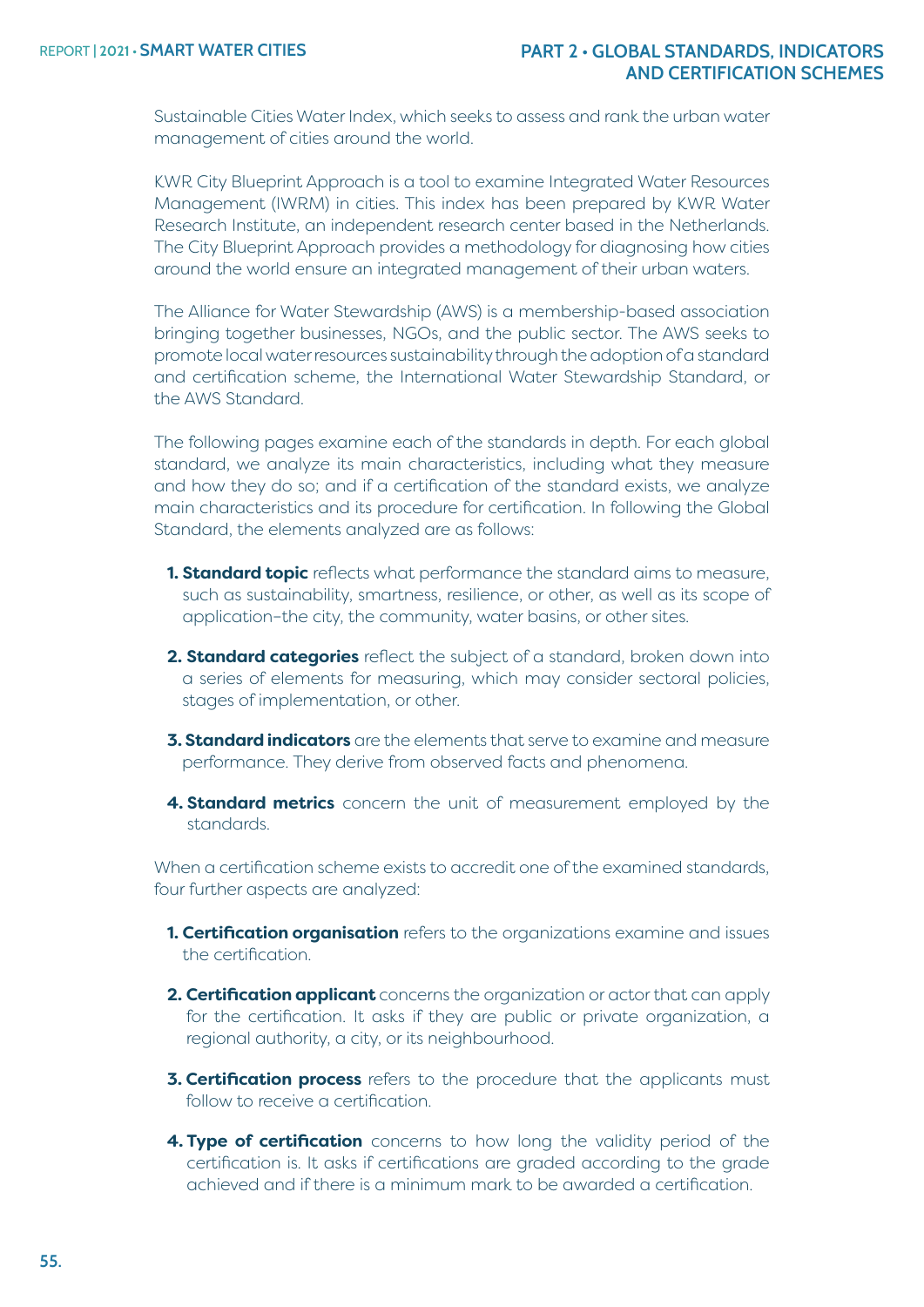Sustainable Cities Water Index, which seeks to assess and rank the urban water management of cities around the world.

KWR City Blueprint Approach is a tool to examine Integrated Water Resources Management (IWRM) in cities. This index has been prepared by KWR Water Research Institute, an independent research center based in the Netherlands. The City Blueprint Approach provides a methodology for diagnosing how cities around the world ensure an integrated management of their urban waters.

The Alliance for Water Stewardship (AWS) is a membership-based association bringing together businesses, NGOs, and the public sector. The AWS seeks to promote local water resources sustainability through the adoption of a standard and certification scheme, the International Water Stewardship Standard, or the AWS Standard.

The following pages examine each of the standards in depth. For each global standard, we analyze its main characteristics, including what they measure and how they do so; and if a certification of the standard exists, we analyze main characteristics and its procedure for certification. In following the Global Standard, the elements analyzed are as follows:

1. **Standard topic** reflects what performance the standard aims to measure, such as sustainability, smartness, resilience, or other, as well as its scope of application–the city, the community, water basins, or other sites.
2. **Standard categories** reflect the subject of a standard, broken down into a series of elements for measuring, which may consider sectoral policies, stages of implementation, or other.
3. **Standard indicators** are the elements that serve to examine and measure performance. They derive from observed facts and phenomena.
4. **Standard metrics** concern the unit of measurement employed by the standards.

When a certification scheme exists to accredit one of the examined standards, four further aspects are analyzed:

1. **Certification organisation** refers to the organizations examine and issues the certification.
2. **Certification applicant** concerns the organization or actor that can apply for the certification. It asks if they are public or private organization, a regional authority, a city, or its neighbourhood.
3. **Certification process** refers to the procedure that the applicants must follow to receive a certification.
4. **Type of certification** concerns to how long the validity period of the certification is. It asks if certifications are graded according to the grade achieved and if there is a minimum mark to be awarded a certification.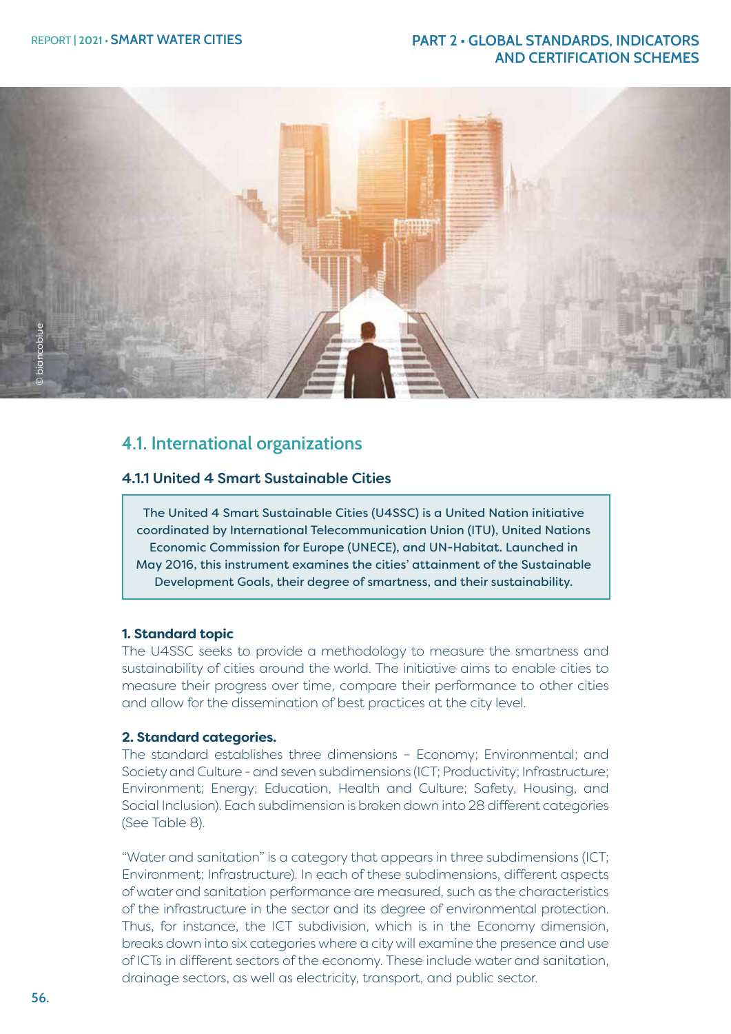## 4.1. International organizations

### 4.1.1 United 4 Smart Sustainable Cities

> The United 4 Smart Sustainable Cities (U4SSC) is a United Nation initiative coordinated by International Telecommunication Union (ITU), United Nations Economic Commission for Europe (UNECE), and UN-Habitat. Launched in May 2016, this instrument examines the cities' attainment of the Sustainable Development Goals, their degree of smartness, and their sustainability.

**1. Standard topic**

The U4SSC seeks to provide a methodology to measure the smartness and sustainability of cities around the world. The initiative aims to enable cities to measure their progress over time, compare their performance to other cities and allow for the dissemination of best practices at the city level.

**2. Standard categories.**

The standard establishes three dimensions – Economy; Environmental; and Society and Culture - and seven subdimensions (ICT; Productivity; Infrastructure; Environment; Energy; Education, Health and Culture; Safety, Housing, and Social Inclusion). Each subdimension is broken down into 28 different categories (See Table 8).

"Water and sanitation" is a category that appears in three subdimensions (ICT; Environment; Infrastructure). In each of these subdimensions, different aspects of water and sanitation performance are measured, such as the characteristics of the infrastructure in the sector and its degree of environmental protection. Thus, for instance, the ICT subdivision, which is in the Economy dimension, breaks down into six categories where a city will examine the presence and use of ICTs in different sectors of the economy. These include water and sanitation, drainage sectors, as well as electricity, transport, and public sector.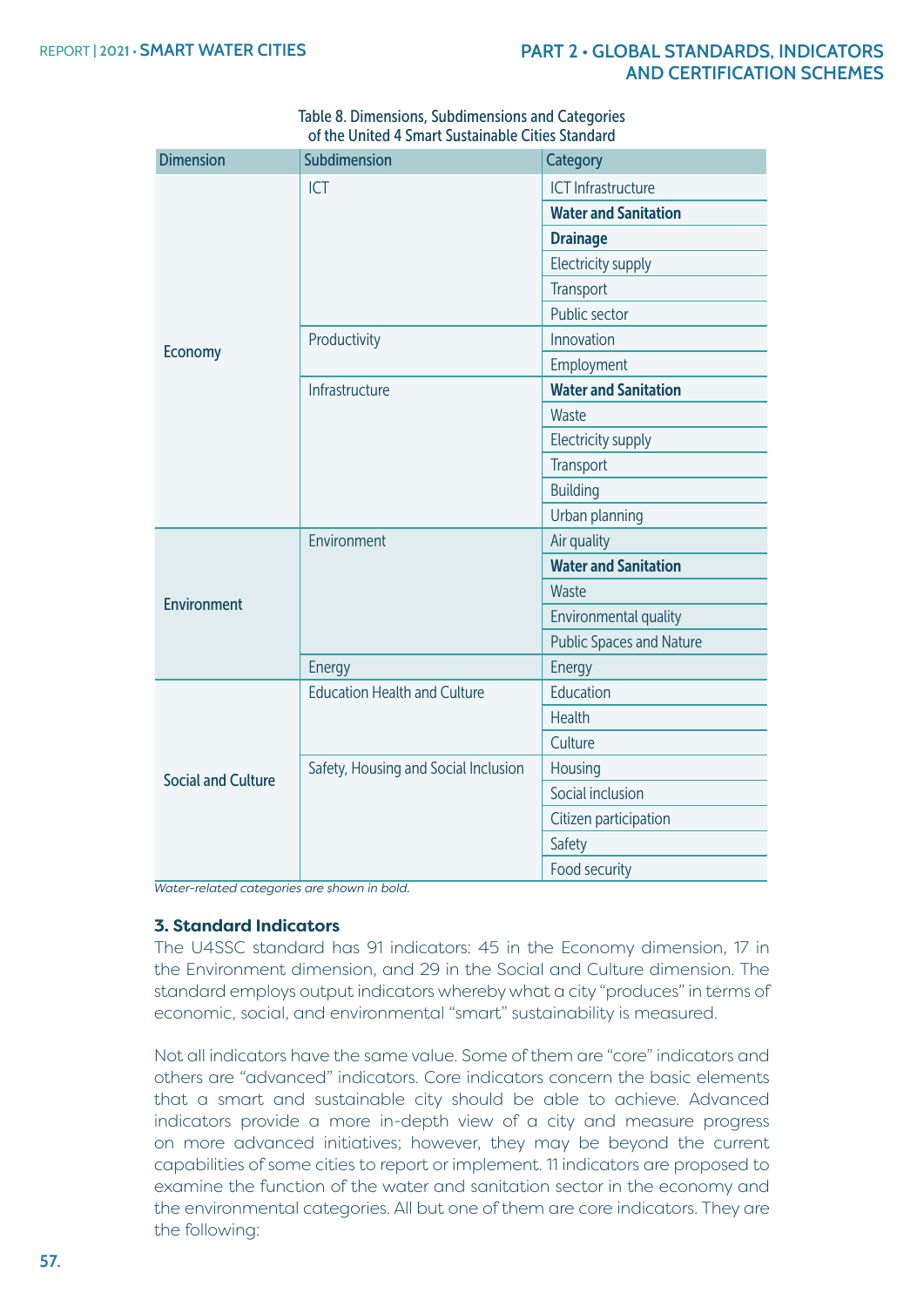Table 8. Dimensions, Subdimensions and Categories of the United 4 Smart Sustainable Cities Standard

| Dimension | Subdimension | Category |
|---|---|---|
| Economy | ICT | ICT Infrastructure |
| | | **Water and Sanitation** |
| | | **Drainage** |
| | | Electricity supply |
| | | Transport |
| | | Public sector |
| | Productivity | Innovation |
| | | Employment |
| | Infrastructure | **Water and Sanitation** |
| | | Waste |
| | | Electricity supply |
| | | Transport |
| | | Building |
| | | Urban planning |
| Environment | Environment | Air quality |
| | | **Water and Sanitation** |
| | | Waste |
| | | Environmental quality |
| | | Public Spaces and Nature |
| | Energy | Energy |
| Social and Culture | Education Health and Culture | Education |
| | | Health |
| | | Culture |
| | Safety, Housing and Social Inclusion | Housing |
| | | Social inclusion |
| | | Citizen participation |
| | | Safety |
| | | Food security |

*Water-related categories are shown in bold.*

### 3. Standard Indicators

The U4SSC standard has 91 indicators: 45 in the Economy dimension, 17 in the Environment dimension, and 29 in the Social and Culture dimension. The standard employs output indicators whereby what a city "produces" in terms of economic, social, and environmental "smart" sustainability is measured.

Not all indicators have the same value. Some of them are "core" indicators and others are "advanced" indicators. Core indicators concern the basic elements that a smart and sustainable city should be able to achieve. Advanced indicators provide a more in-depth view of a city and measure progress on more advanced initiatives; however, they may be beyond the current capabilities of some cities to report or implement. 11 indicators are proposed to examine the function of the water and sanitation sector in the economy and the environmental categories. All but one of them are core indicators. They are the following: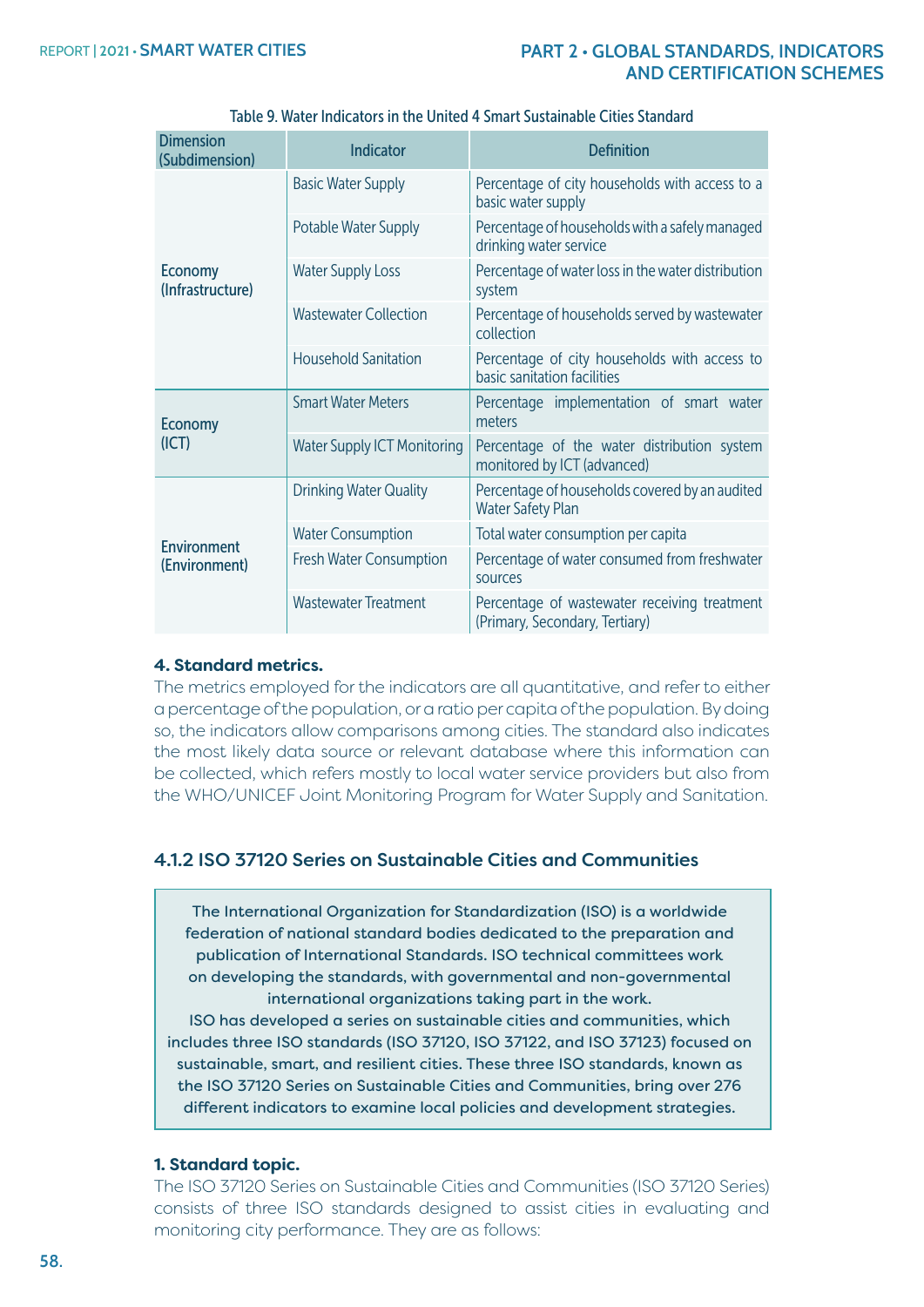Table 9. Water Indicators in the United 4 Smart Sustainable Cities Standard

| Dimension (Subdimension) | Indicator | Definition |
|---|---|---|
| Economy (Infrastructure) | Basic Water Supply | Percentage of city households with access to a basic water supply |
| | Potable Water Supply | Percentage of households with a safely managed drinking water service |
| | Water Supply Loss | Percentage of water loss in the water distribution system |
| | Wastewater Collection | Percentage of households served by wastewater collection |
| | Household Sanitation | Percentage of city households with access to basic sanitation facilities |
| Economy (ICT) | Smart Water Meters | Percentage implementation of smart water meters |
| | Water Supply ICT Monitoring | Percentage of the water distribution system monitored by ICT (advanced) |
| Environment (Environment) | Drinking Water Quality | Percentage of households covered by an audited Water Safety Plan |
| | Water Consumption | Total water consumption per capita |
| | Fresh Water Consumption | Percentage of water consumed from freshwater sources |
| | Wastewater Treatment | Percentage of wastewater receiving treatment (Primary, Secondary, Tertiary) |

**4. Standard metrics.**

The metrics employed for the indicators are all quantitative, and refer to either a percentage of the population, or a ratio per capita of the population. By doing so, the indicators allow comparisons among cities. The standard also indicates the most likely data source or relevant database where this information can be collected, which refers mostly to local water service providers but also from the WHO/UNICEF Joint Monitoring Program for Water Supply and Sanitation.

### 4.1.2 ISO 37120 Series on Sustainable Cities and Communities

The International Organization for Standardization (ISO) is a worldwide federation of national standard bodies dedicated to the preparation and publication of International Standards. ISO technical committees work on developing the standards, with governmental and non-governmental international organizations taking part in the work.
ISO has developed a series on sustainable cities and communities, which includes three ISO standards (ISO 37120, ISO 37122, and ISO 37123) focused on sustainable, smart, and resilient cities. These three ISO standards, known as the ISO 37120 Series on Sustainable Cities and Communities, bring over 276 different indicators to examine local policies and development strategies.

**1. Standard topic.**

The ISO 37120 Series on Sustainable Cities and Communities (ISO 37120 Series) consists of three ISO standards designed to assist cities in evaluating and monitoring city performance. They are as follows: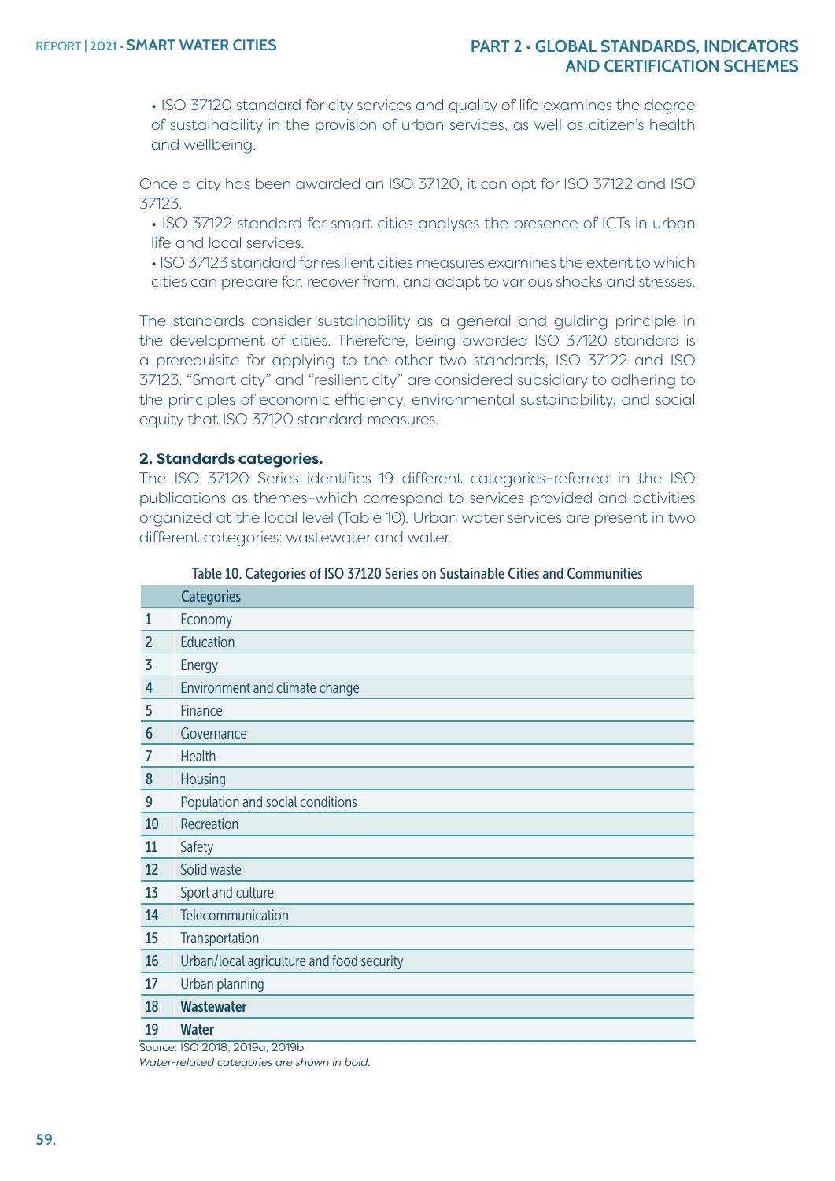- ISO 37120 standard for city services and quality of life examines the degree of sustainability in the provision of urban services, as well as citizen's health and wellbeing.

Once a city has been awarded an ISO 37120, it can opt for ISO 37122 and ISO 37123.

- ISO 37122 standard for smart cities analyses the presence of ICTs in urban life and local services.
- ISO 37123 standard for resilient cities measures examines the extent to which cities can prepare for, recover from, and adapt to various shocks and stresses.

The standards consider sustainability as a general and guiding principle in the development of cities. Therefore, being awarded ISO 37120 standard is a prerequisite for applying to the other two standards, ISO 37122 and ISO 37123. "Smart city" and "resilient city" are considered subsidiary to adhering to the principles of economic efficiency, environmental sustainability, and social equity that ISO 37120 standard measures.

**2. Standards categories.**

The ISO 37120 Series identifies 19 different categories–referred in the ISO publications as themes–which correspond to services provided and activities organized at the local level (Table 10). Urban water services are present in two different categories: wastewater and water.

Table 10. Categories of ISO 37120 Series on Sustainable Cities and Communities

| | Categories |
|---|---|
| 1 | Economy |
| 2 | Education |
| 3 | Energy |
| 4 | Environment and climate change |
| 5 | Finance |
| 6 | Governance |
| 7 | Health |
| 8 | Housing |
| 9 | Population and social conditions |
| 10 | Recreation |
| 11 | Safety |
| 12 | Solid waste |
| 13 | Sport and culture |
| 14 | Telecommunication |
| 15 | Transportation |
| 16 | Urban/local agriculture and food security |
| 17 | Urban planning |
| 18 | **Wastewater** |
| 19 | **Water** |

Source: ISO 2018; 2019a; 2019b

*Water-related categories are shown in bold.*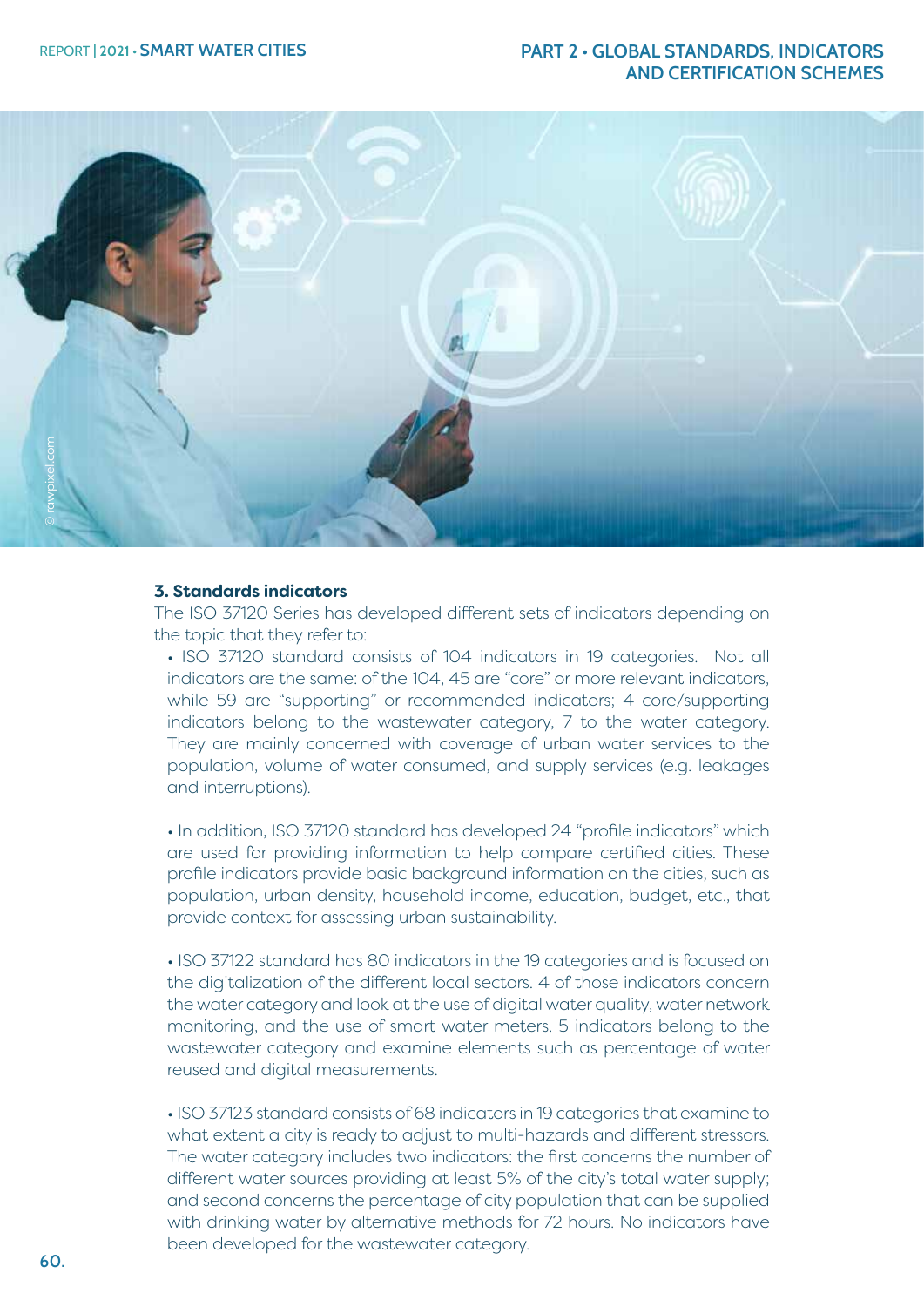### 3. Standards indicators

The ISO 37120 Series has developed different sets of indicators depending on the topic that they refer to:

- ISO 37120 standard consists of 104 indicators in 19 categories. Not all indicators are the same: of the 104, 45 are "core" or more relevant indicators, while 59 are "supporting" or recommended indicators; 4 core/supporting indicators belong to the wastewater category, 7 to the water category. They are mainly concerned with coverage of urban water services to the population, volume of water consumed, and supply services (e.g. leakages and interruptions).

- In addition, ISO 37120 standard has developed 24 "profile indicators" which are used for providing information to help compare certified cities. These profile indicators provide basic background information on the cities, such as population, urban density, household income, education, budget, etc., that provide context for assessing urban sustainability.

- ISO 37122 standard has 80 indicators in the 19 categories and is focused on the digitalization of the different local sectors. 4 of those indicators concern the water category and look at the use of digital water quality, water network monitoring, and the use of smart water meters. 5 indicators belong to the wastewater category and examine elements such as percentage of water reused and digital measurements.

- ISO 37123 standard consists of 68 indicators in 19 categories that examine to what extent a city is ready to adjust to multi-hazards and different stressors. The water category includes two indicators: the first concerns the number of different water sources providing at least 5% of the city's total water supply; and second concerns the percentage of city population that can be supplied with drinking water by alternative methods for 72 hours. No indicators have been developed for the wastewater category.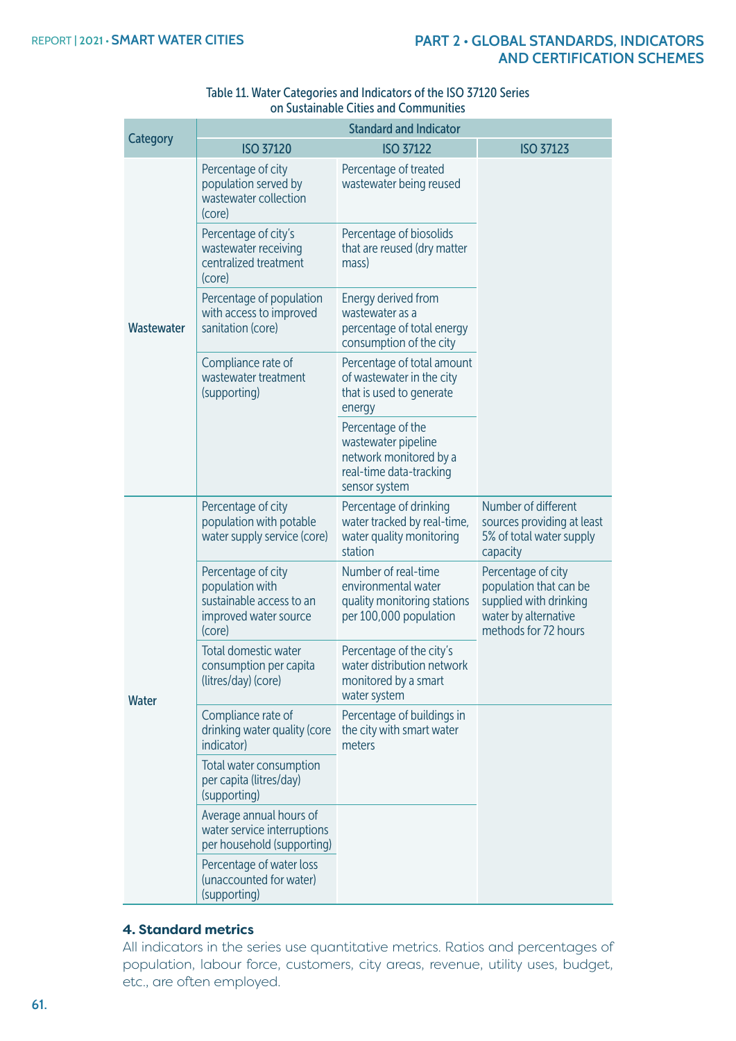Table 11. Water Categories and Indicators of the ISO 37120 Series on Sustainable Cities and Communities

| Category | Standard and Indicator | | |
|---|---|---|---|
| | ISO 37120 | ISO 37122 | ISO 37123 |
| Wastewater | Percentage of city population served by wastewater collection (core) | Percentage of treated wastewater being reused | |
| | Percentage of city's wastewater receiving centralized treatment (core) | Percentage of biosolids that are reused (dry matter mass) | |
| | Percentage of population with access to improved sanitation (core) | Energy derived from wastewater as a percentage of total energy consumption of the city | |
| | Compliance rate of wastewater treatment (supporting) | Percentage of total amount of wastewater in the city that is used to generate energy | |
| | | Percentage of the wastewater pipeline network monitored by a real-time data-tracking sensor system | |
| Water | Percentage of city population with potable water supply service (core) | Percentage of drinking water tracked by real-time, water quality monitoring station | Number of different sources providing at least 5% of total water supply capacity |
| | Percentage of city population with sustainable access to an improved water source (core) | Number of real-time environmental water quality monitoring stations per 100,000 population | Percentage of city population that can be supplied with drinking water by alternative methods for 72 hours |
| | Total domestic water consumption per capita (litres/day) (core) | Percentage of the city's water distribution network monitored by a smart water system | |
| | Compliance rate of drinking water quality (core indicator) | Percentage of buildings in the city with smart water meters | |
| | Total water consumption per capita (litres/day) (supporting) | | |
| | Average annual hours of water service interruptions per household (supporting) | | |
| | Percentage of water loss (unaccounted for water) (supporting) | | |

### 4. Standard metrics

All indicators in the series use quantitative metrics. Ratios and percentages of population, labour force, customers, city areas, revenue, utility uses, budget, etc., are often employed.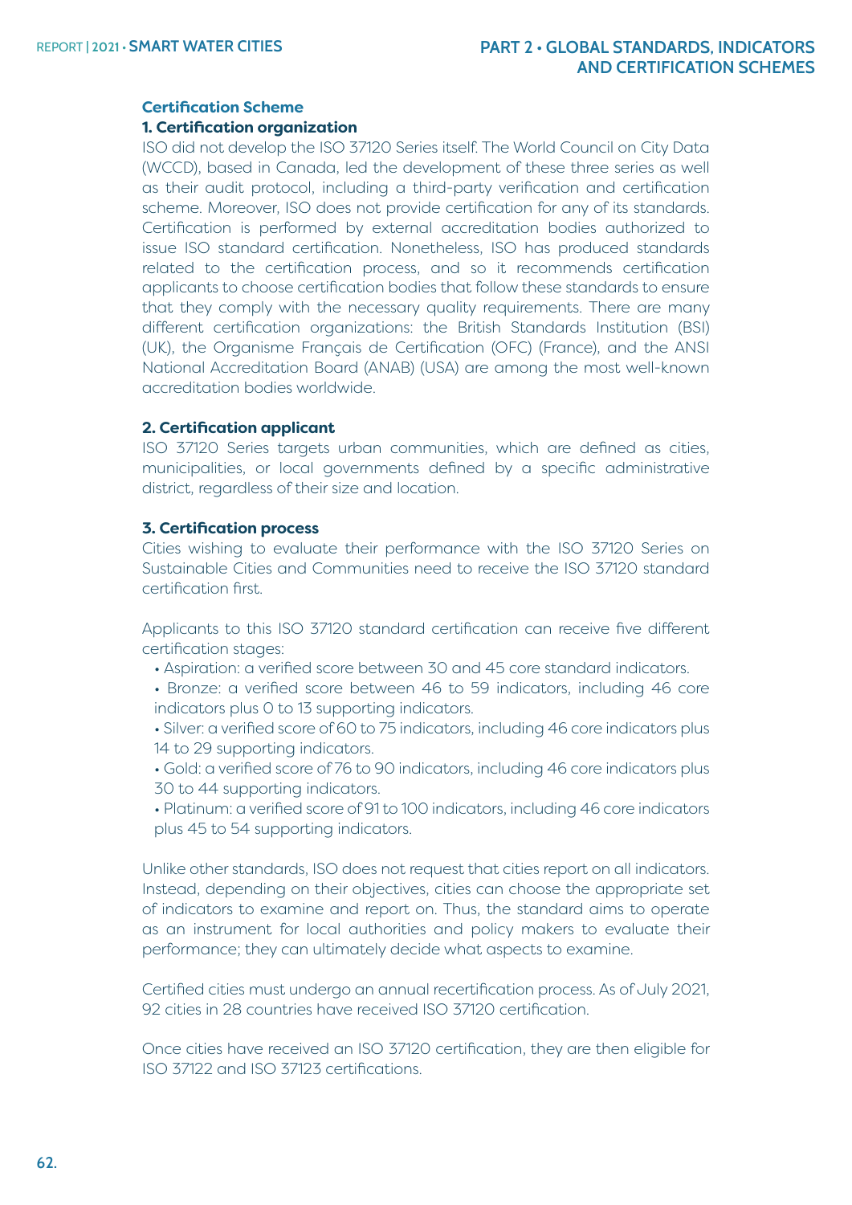### Certification Scheme

#### 1. Certification organization

ISO did not develop the ISO 37120 Series itself. The World Council on City Data (WCCD), based in Canada, led the development of these three series as well as their audit protocol, including a third-party verification and certification scheme. Moreover, ISO does not provide certification for any of its standards. Certification is performed by external accreditation bodies authorized to issue ISO standard certification. Nonetheless, ISO has produced standards related to the certification process, and so it recommends certification applicants to choose certification bodies that follow these standards to ensure that they comply with the necessary quality requirements. There are many different certification organizations: the British Standards Institution (BSI) (UK), the Organisme Français de Certification (OFC) (France), and the ANSI National Accreditation Board (ANAB) (USA) are among the most well-known accreditation bodies worldwide.

#### 2. Certification applicant

ISO 37120 Series targets urban communities, which are defined as cities, municipalities, or local governments defined by a specific administrative district, regardless of their size and location.

#### 3. Certification process

Cities wishing to evaluate their performance with the ISO 37120 Series on Sustainable Cities and Communities need to receive the ISO 37120 standard certification first.

Applicants to this ISO 37120 standard certification can receive five different certification stages:

- Aspiration: a verified score between 30 and 45 core standard indicators.
- Bronze: a verified score between 46 to 59 indicators, including 46 core indicators plus 0 to 13 supporting indicators.
- Silver: a verified score of 60 to 75 indicators, including 46 core indicators plus 14 to 29 supporting indicators.
- Gold: a verified score of 76 to 90 indicators, including 46 core indicators plus 30 to 44 supporting indicators.
- Platinum: a verified score of 91 to 100 indicators, including 46 core indicators plus 45 to 54 supporting indicators.

Unlike other standards, ISO does not request that cities report on all indicators. Instead, depending on their objectives, cities can choose the appropriate set of indicators to examine and report on. Thus, the standard aims to operate as an instrument for local authorities and policy makers to evaluate their performance; they can ultimately decide what aspects to examine.

Certified cities must undergo an annual recertification process. As of July 2021, 92 cities in 28 countries have received ISO 37120 certification.

Once cities have received an ISO 37120 certification, they are then eligible for ISO 37122 and ISO 37123 certifications.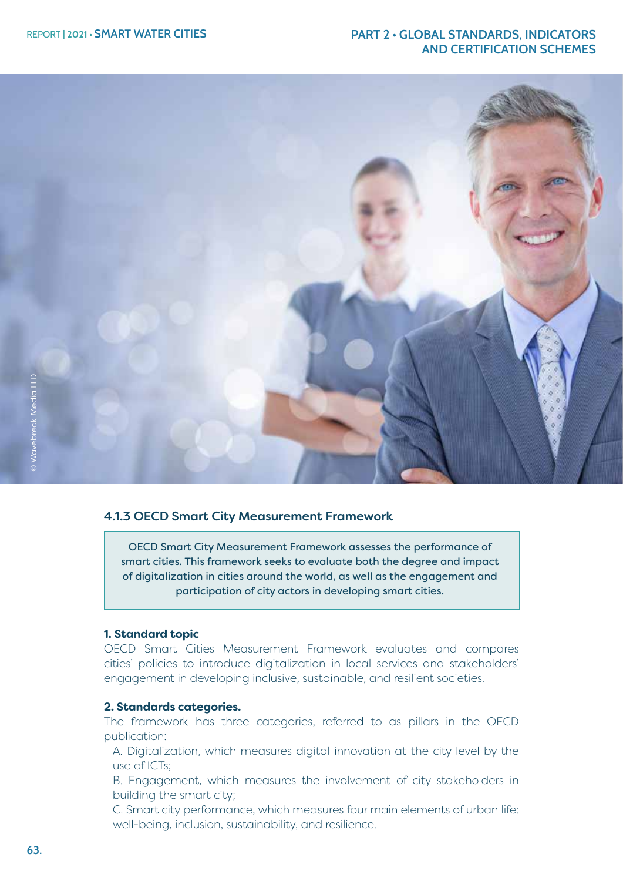### 4.1.3 OECD Smart City Measurement Framework

OECD Smart City Measurement Framework assesses the performance of smart cities. This framework seeks to evaluate both the degree and impact of digitalization in cities around the world, as well as the engagement and participation of city actors in developing smart cities.

**1. Standard topic**

OECD Smart Cities Measurement Framework evaluates and compares cities' policies to introduce digitalization in local services and stakeholders' engagement in developing inclusive, sustainable, and resilient societies.

**2. Standards categories.**

The framework has three categories, referred to as pillars in the OECD publication:

A. Digitalization, which measures digital innovation at the city level by the use of ICTs;

B. Engagement, which measures the involvement of city stakeholders in building the smart city;

C. Smart city performance, which measures four main elements of urban life: well-being, inclusion, sustainability, and resilience.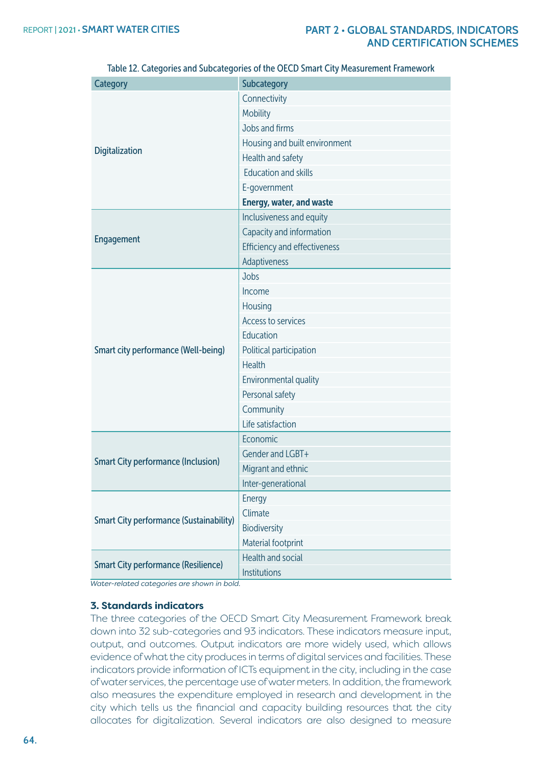Table 12. Categories and Subcategories of the OECD Smart City Measurement Framework

| Category | Subcategory |
|---|---|
| Digitalization | Connectivity |
| | Mobility |
| | Jobs and firms |
| | Housing and built environment |
| | Health and safety |
| | Education and skills |
| | E-government |
| | **Energy, water, and waste** |
| Engagement | Inclusiveness and equity |
| | Capacity and information |
| | Efficiency and effectiveness |
| | Adaptiveness |
| Smart city performance (Well-being) | Jobs |
| | Income |
| | Housing |
| | Access to services |
| | Education |
| | Political participation |
| | Health |
| | Environmental quality |
| | Personal safety |
| | Community |
| | Life satisfaction |
| Smart City performance (Inclusion) | Economic |
| | Gender and LGBT+ |
| | Migrant and ethnic |
| | Inter-generational |
| Smart City performance (Sustainability) | Energy |
| | Climate |
| | Biodiversity |
| | Material footprint |
| Smart City performance (Resilience) | Health and social |
| | Institutions |

*Water-related categories are shown in bold.*

### 3. Standards indicators

The three categories of the OECD Smart City Measurement Framework break down into 32 sub-categories and 93 indicators. These indicators measure input, output, and outcomes. Output indicators are more widely used, which allows evidence of what the city produces in terms of digital services and facilities. These indicators provide information of ICTs equipment in the city, including in the case of water services, the percentage use of water meters. In addition, the framework also measures the expenditure employed in research and development in the city which tells us the financial and capacity building resources that the city allocates for digitalization. Several indicators are also designed to measure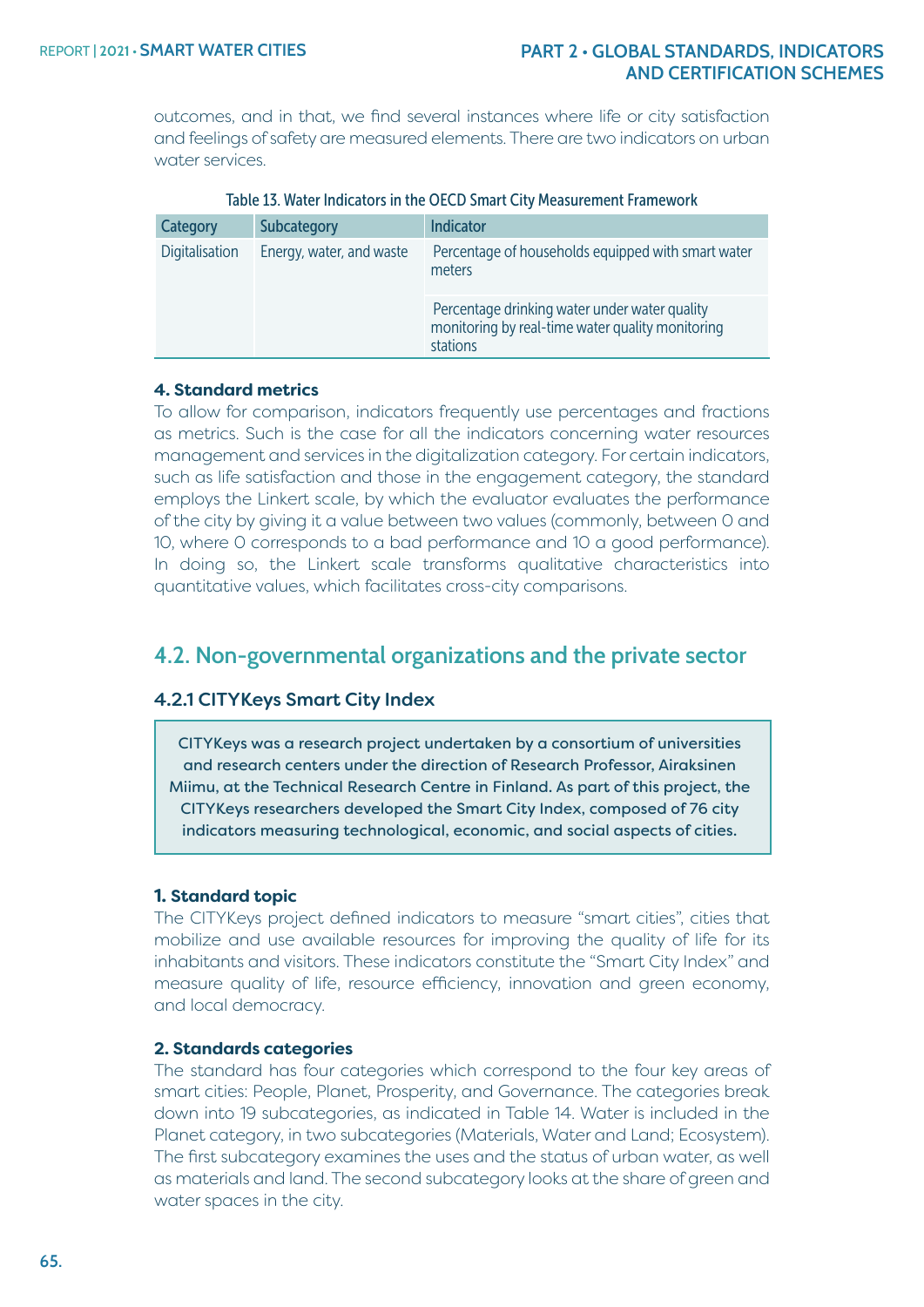outcomes, and in that, we find several instances where life or city satisfaction and feelings of safety are measured elements. There are two indicators on urban water services.

Table 13. Water Indicators in the OECD Smart City Measurement Framework

| Category | Subcategory | Indicator |
|---|---|---|
| Digitalisation | Energy, water, and waste | Percentage of households equipped with smart water meters |
| | | Percentage drinking water under water quality monitoring by real-time water quality monitoring stations |

**4. Standard metrics**

To allow for comparison, indicators frequently use percentages and fractions as metrics. Such is the case for all the indicators concerning water resources management and services in the digitalization category. For certain indicators, such as life satisfaction and those in the engagement category, the standard employs the Linkert scale, by which the evaluator evaluates the performance of the city by giving it a value between two values (commonly, between 0 and 10, where 0 corresponds to a bad performance and 10 a good performance). In doing so, the Linkert scale transforms qualitative characteristics into quantitative values, which facilitates cross-city comparisons.

## 4.2. Non-governmental organizations and the private sector

### 4.2.1 CITYKeys Smart City Index

> CITYKeys was a research project undertaken by a consortium of universities and research centers under the direction of Research Professor, Airaksinen Miimu, at the Technical Research Centre in Finland. As part of this project, the CITYKeys researchers developed the Smart City Index, composed of 76 city indicators measuring technological, economic, and social aspects of cities.

**1. Standard topic**

The CITYKeys project defined indicators to measure "smart cities", cities that mobilize and use available resources for improving the quality of life for its inhabitants and visitors. These indicators constitute the "Smart City Index" and measure quality of life, resource efficiency, innovation and green economy, and local democracy.

**2. Standards categories**

The standard has four categories which correspond to the four key areas of smart cities: People, Planet, Prosperity, and Governance. The categories break down into 19 subcategories, as indicated in Table 14. Water is included in the Planet category, in two subcategories (Materials, Water and Land; Ecosystem). The first subcategory examines the uses and the status of urban water, as well as materials and land. The second subcategory looks at the share of green and water spaces in the city.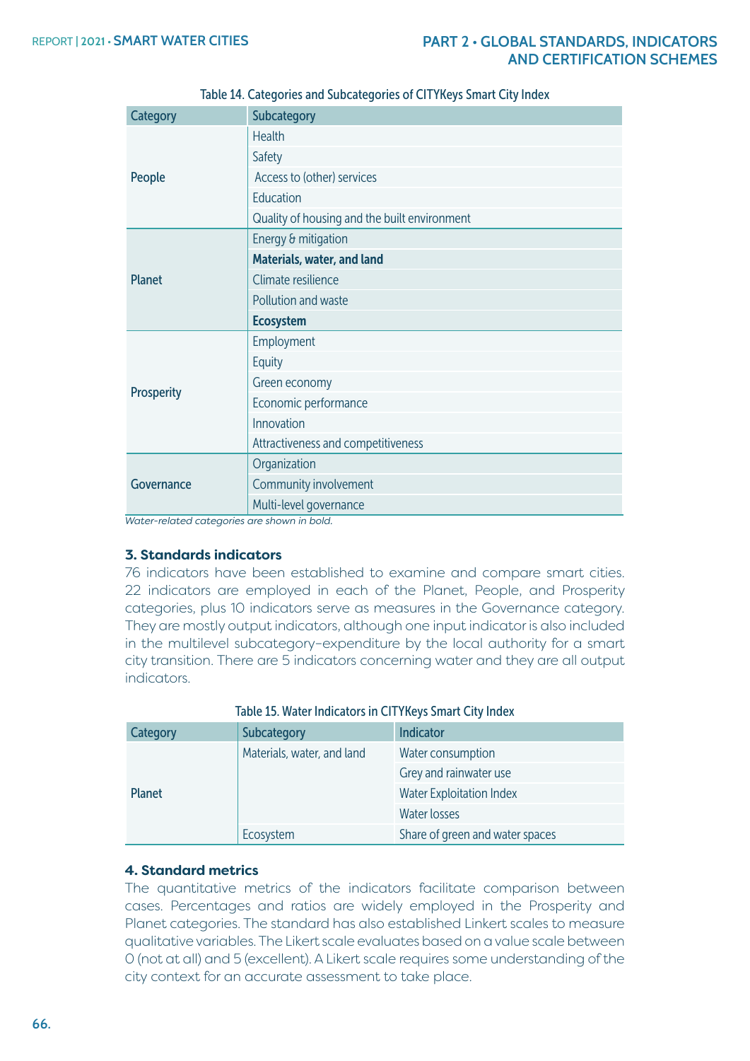Table 14. Categories and Subcategories of CITYKeys Smart City Index

| Category | Subcategory |
|---|---|
| People | Health |
| | Safety |
| | Access to (other) services |
| | Education |
| | Quality of housing and the built environment |
| Planet | Energy & mitigation |
| | **Materials, water, and land** |
| | Climate resilience |
| | Pollution and waste |
| | **Ecosystem** |
| Prosperity | Employment |
| | Equity |
| | Green economy |
| | Economic performance |
| | Innovation |
| | Attractiveness and competitiveness |
| Governance | Organization |
| | Community involvement |
| | Multi-level governance |

*Water-related categories are shown in bold.*

### 3. Standards indicators

76 indicators have been established to examine and compare smart cities. 22 indicators are employed in each of the Planet, People, and Prosperity categories, plus 10 indicators serve as measures in the Governance category. They are mostly output indicators, although one input indicator is also included in the multilevel subcategory–expenditure by the local authority for a smart city transition. There are 5 indicators concerning water and they are all output indicators.

Table 15. Water Indicators in CITYKeys Smart City Index

| Category | Subcategory | Indicator |
|---|---|---|
| Planet | Materials, water, and land | Water consumption |
| | | Grey and rainwater use |
| | | Water Exploitation Index |
| | | Water losses |
| | Ecosystem | Share of green and water spaces |

### 4. Standard metrics

The quantitative metrics of the indicators facilitate comparison between cases. Percentages and ratios are widely employed in the Prosperity and Planet categories. The standard has also established Linkert scales to measure qualitative variables. The Likert scale evaluates based on a value scale between 0 (not at all) and 5 (excellent). A Likert scale requires some understanding of the city context for an accurate assessment to take place.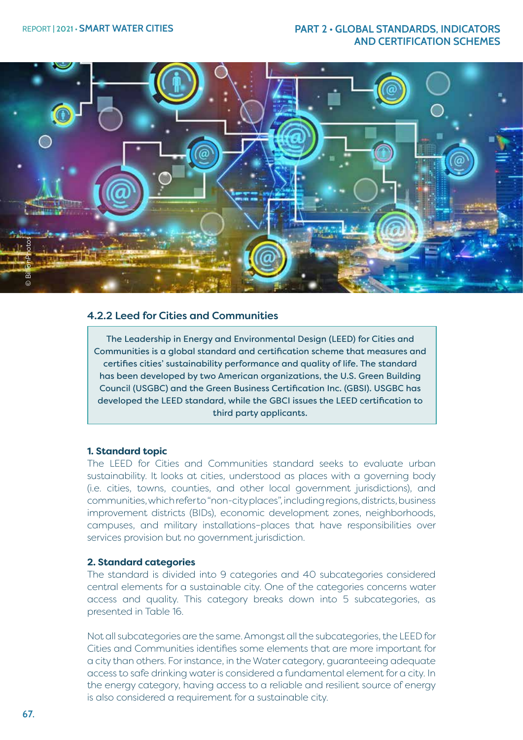### 4.2.2 Leed for Cities and Communities

The Leadership in Energy and Environmental Design (LEED) for Cities and Communities is a global standard and certification scheme that measures and certifies cities' sustainability performance and quality of life. The standard has been developed by two American organizations, the U.S. Green Building Council (USGBC) and the Green Business Certification Inc. (GBSI). USGBC has developed the LEED standard, while the GBCI issues the LEED certification to third party applicants.

**1. Standard topic**

The LEED for Cities and Communities standard seeks to evaluate urban sustainability. It looks at cities, understood as places with a governing body (i.e. cities, towns, counties, and other local government jurisdictions), and communities, which refer to "non-city places", including regions, districts, business improvement districts (BIDs), economic development zones, neighborhoods, campuses, and military installations–places that have responsibilities over services provision but no government jurisdiction.

**2. Standard categories**

The standard is divided into 9 categories and 40 subcategories considered central elements for a sustainable city. One of the categories concerns water access and quality. This category breaks down into 5 subcategories, as presented in Table 16.

Not all subcategories are the same. Amongst all the subcategories, the LEED for Cities and Communities identifies some elements that are more important for a city than others. For instance, in the Water category, guaranteeing adequate access to safe drinking water is considered a fundamental element for a city. In the energy category, having access to a reliable and resilient source of energy is also considered a requirement for a sustainable city.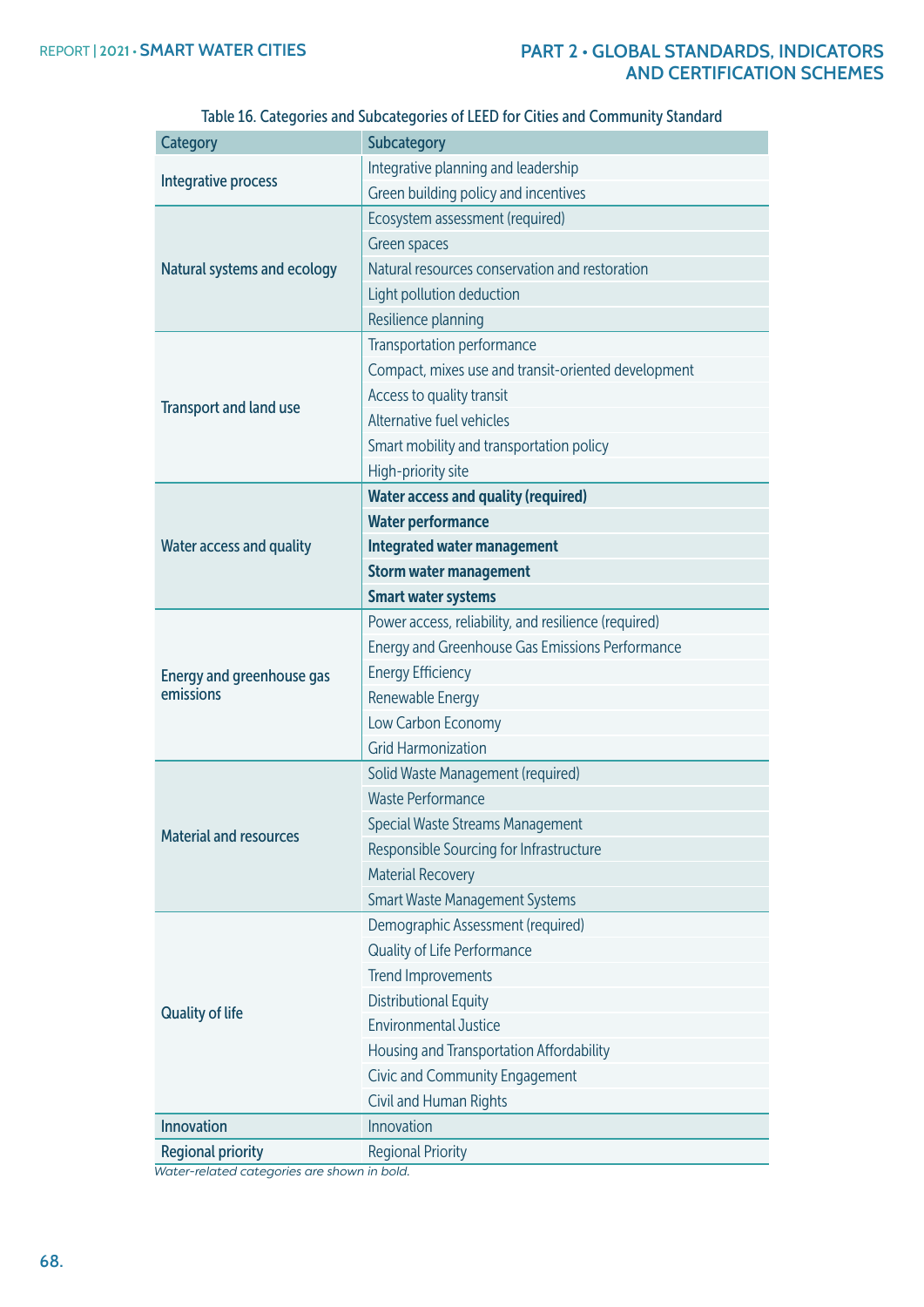Table 16. Categories and Subcategories of LEED for Cities and Community Standard

| Category | Subcategory |
|---|---|
| Integrative process | Integrative planning and leadership |
| | Green building policy and incentives |
| Natural systems and ecology | Ecosystem assessment (required) |
| | Green spaces |
| | Natural resources conservation and restoration |
| | Light pollution deduction |
| | Resilience planning |
| Transport and land use | Transportation performance |
| | Compact, mixes use and transit-oriented development |
| | Access to quality transit |
| | Alternative fuel vehicles |
| | Smart mobility and transportation policy |
| | High-priority site |
| Water access and quality | **Water access and quality (required)** |
| | **Water performance** |
| | **Integrated water management** |
| | **Storm water management** |
| | **Smart water systems** |
| Energy and greenhouse gas emissions | Power access, reliability, and resilience (required) |
| | Energy and Greenhouse Gas Emissions Performance |
| | Energy Efficiency |
| | Renewable Energy |
| | Low Carbon Economy |
| | Grid Harmonization |
| Material and resources | Solid Waste Management (required) |
| | Waste Performance |
| | Special Waste Streams Management |
| | Responsible Sourcing for Infrastructure |
| | Material Recovery |
| | Smart Waste Management Systems |
| Quality of life | Demographic Assessment (required) |
| | Quality of Life Performance |
| | Trend Improvements |
| | Distributional Equity |
| | Environmental Justice |
| | Housing and Transportation Affordability |
| | Civic and Community Engagement |
| | Civil and Human Rights |
| Innovation | Innovation |
| Regional priority | Regional Priority |

*Water-related categories are shown in bold.*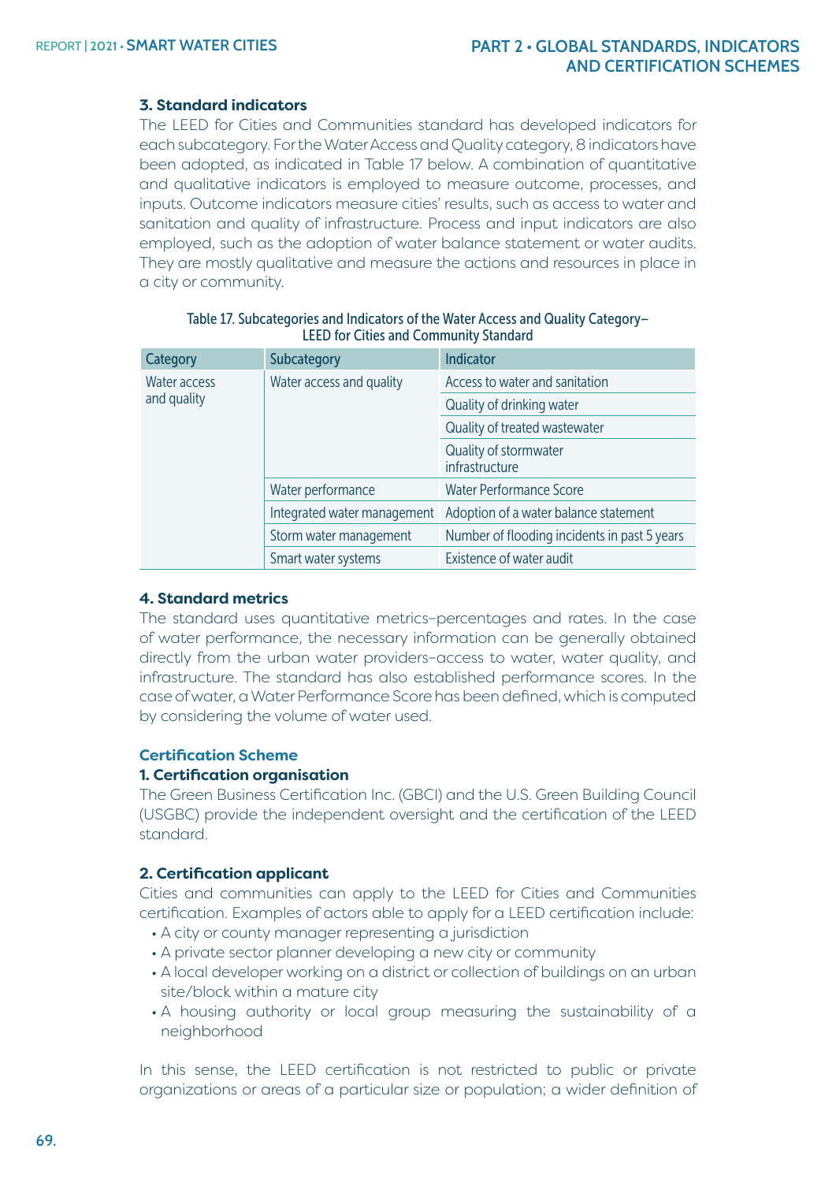### 3. Standard indicators

The LEED for Cities and Communities standard has developed indicators for each subcategory. For the Water Access and Quality category, 8 indicators have been adopted, as indicated in Table 17 below. A combination of quantitative and qualitative indicators is employed to measure outcome, processes, and inputs. Outcome indicators measure cities' results, such as access to water and sanitation and quality of infrastructure. Process and input indicators are also employed, such as the adoption of water balance statement or water audits. They are mostly qualitative and measure the actions and resources in place in a city or community.

Table 17. Subcategories and Indicators of the Water Access and Quality Category– LEED for Cities and Community Standard

| Category | Subcategory | Indicator |
|---|---|---|
| Water access and quality | Water access and quality | Access to water and sanitation |
| | | Quality of drinking water |
| | | Quality of treated wastewater |
| | | Quality of stormwater infrastructure |
| | Water performance | Water Performance Score |
| | Integrated water management | Adoption of a water balance statement |
| | Storm water management | Number of flooding incidents in past 5 years |
| | Smart water systems | Existence of water audit |

### 4. Standard metrics

The standard uses quantitative metrics–percentages and rates. In the case of water performance, the necessary information can be generally obtained directly from the urban water providers–access to water, water quality, and infrastructure. The standard has also established performance scores. In the case of water, a Water Performance Score has been defined, which is computed by considering the volume of water used.

## Certification Scheme

### 1. Certification organisation

The Green Business Certification Inc. (GBCI) and the U.S. Green Building Council (USGBC) provide the independent oversight and the certification of the LEED standard.

### 2. Certification applicant

Cities and communities can apply to the LEED for Cities and Communities certification. Examples of actors able to apply for a LEED certification include:

- A city or county manager representing a jurisdiction
- A private sector planner developing a new city or community
- A local developer working on a district or collection of buildings on an urban site/block within a mature city
- A housing authority or local group measuring the sustainability of a neighborhood

In this sense, the LEED certification is not restricted to public or private organizations or areas of a particular size or population; a wider definition of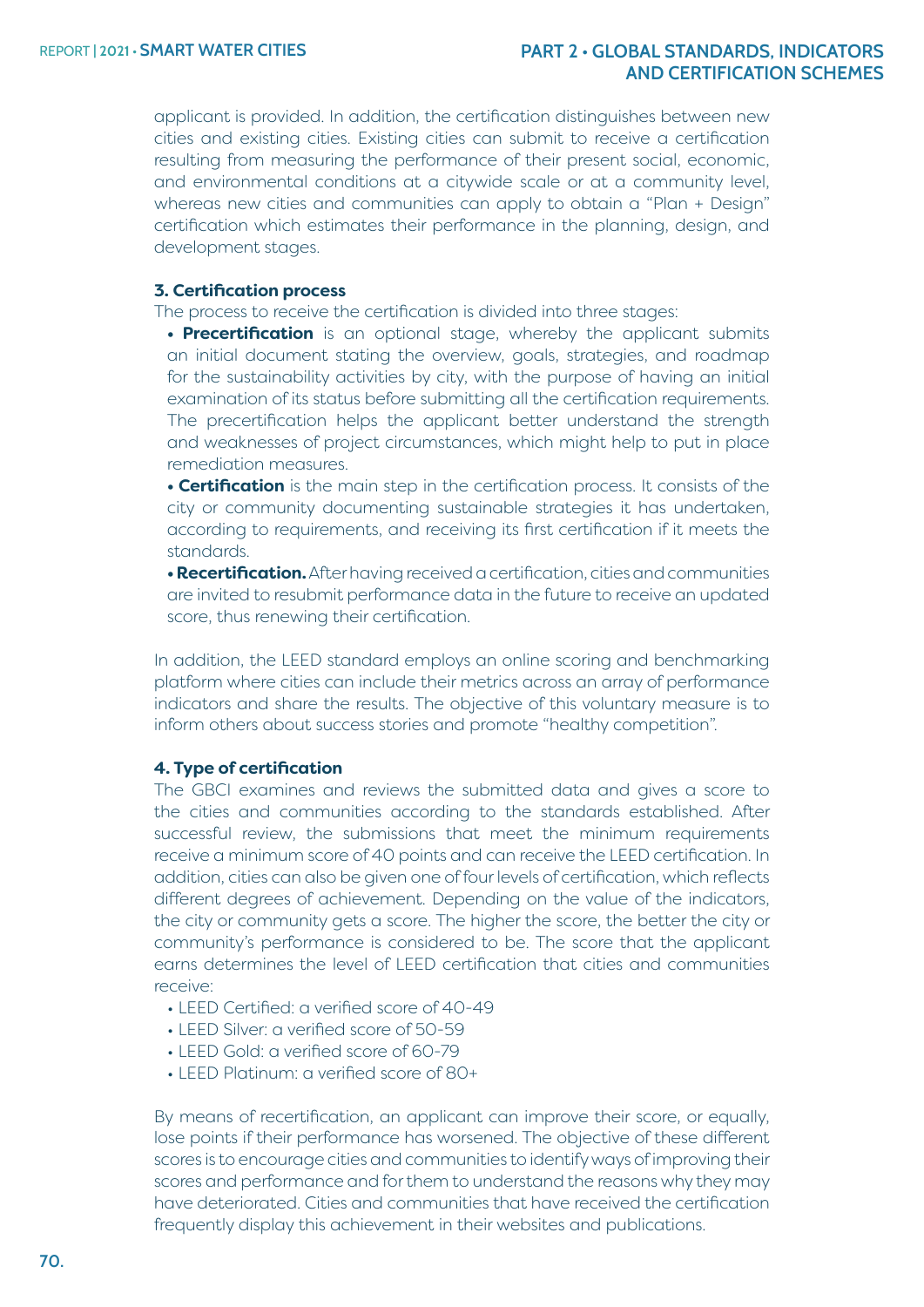applicant is provided. In addition, the certification distinguishes between new cities and existing cities. Existing cities can submit to receive a certification resulting from measuring the performance of their present social, economic, and environmental conditions at a citywide scale or at a community level, whereas new cities and communities can apply to obtain a "Plan + Design" certification which estimates their performance in the planning, design, and development stages.

**3. Certification process**

The process to receive the certification is divided into three stages:

- **Precertification** is an optional stage, whereby the applicant submits an initial document stating the overview, goals, strategies, and roadmap for the sustainability activities by city, with the purpose of having an initial examination of its status before submitting all the certification requirements. The precertification helps the applicant better understand the strength and weaknesses of project circumstances, which might help to put in place remediation measures.
- **Certification** is the main step in the certification process. It consists of the city or community documenting sustainable strategies it has undertaken, according to requirements, and receiving its first certification if it meets the standards.
- **Recertification.** After having received a certification, cities and communities are invited to resubmit performance data in the future to receive an updated score, thus renewing their certification.

In addition, the LEED standard employs an online scoring and benchmarking platform where cities can include their metrics across an array of performance indicators and share the results. The objective of this voluntary measure is to inform others about success stories and promote "healthy competition".

**4. Type of certification**

The GBCI examines and reviews the submitted data and gives a score to the cities and communities according to the standards established. After successful review, the submissions that meet the minimum requirements receive a minimum score of 40 points and can receive the LEED certification. In addition, cities can also be given one of four levels of certification, which reflects different degrees of achievement. Depending on the value of the indicators, the city or community gets a score. The higher the score, the better the city or community's performance is considered to be. The score that the applicant earns determines the level of LEED certification that cities and communities receive:

- LEED Certified: a verified score of 40-49
- LEED Silver: a verified score of 50-59
- LEED Gold: a verified score of 60-79
- LEED Platinum: a verified score of 80+

By means of recertification, an applicant can improve their score, or equally, lose points if their performance has worsened. The objective of these different scores is to encourage cities and communities to identify ways of improving their scores and performance and for them to understand the reasons why they may have deteriorated. Cities and communities that have received the certification frequently display this achievement in their websites and publications.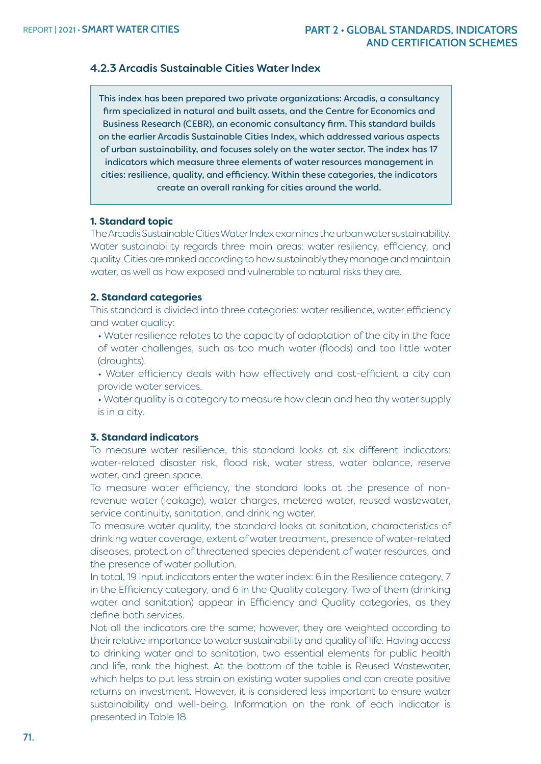### 4.2.3 Arcadis Sustainable Cities Water Index

This index has been prepared two private organizations: Arcadis, a consultancy firm specialized in natural and built assets, and the Centre for Economics and Business Research (CEBR), an economic consultancy firm. This standard builds on the earlier Arcadis Sustainable Cities Index, which addressed various aspects of urban sustainability, and focuses solely on the water sector. The index has 17 indicators which measure three elements of water resources management in cities: resilience, quality, and efficiency. Within these categories, the indicators create an overall ranking for cities around the world.

**1. Standard topic**

The Arcadis Sustainable Cities Water Index examines the urban water sustainability. Water sustainability regards three main areas: water resiliency, efficiency, and quality. Cities are ranked according to how sustainably they manage and maintain water, as well as how exposed and vulnerable to natural risks they are.

**2. Standard categories**

This standard is divided into three categories: water resilience, water efficiency and water quality:

- Water resilience relates to the capacity of adaptation of the city in the face of water challenges, such as too much water (floods) and too little water (droughts).
- Water efficiency deals with how effectively and cost-efficient a city can provide water services.
- Water quality is a category to measure how clean and healthy water supply is in a city.

**3. Standard indicators**

To measure water resilience, this standard looks at six different indicators: water-related disaster risk, flood risk, water stress, water balance, reserve water, and green space.

To measure water efficiency, the standard looks at the presence of non-revenue water (leakage), water charges, metered water, reused wastewater, service continuity, sanitation, and drinking water.

To measure water quality, the standard looks at sanitation, characteristics of drinking water coverage, extent of water treatment, presence of water-related diseases, protection of threatened species dependent of water resources, and the presence of water pollution.

In total, 19 input indicators enter the water index: 6 in the Resilience category, 7 in the Efficiency category, and 6 in the Quality category. Two of them (drinking water and sanitation) appear in Efficiency and Quality categories, as they define both services.

Not all the indicators are the same; however, they are weighted according to their relative importance to water sustainability and quality of life. Having access to drinking water and to sanitation, two essential elements for public health and life, rank the highest. At the bottom of the table is Reused Wastewater, which helps to put less strain on existing water supplies and can create positive returns on investment. However, it is considered less important to ensure water sustainability and well-being. Information on the rank of each indicator is presented in Table 18.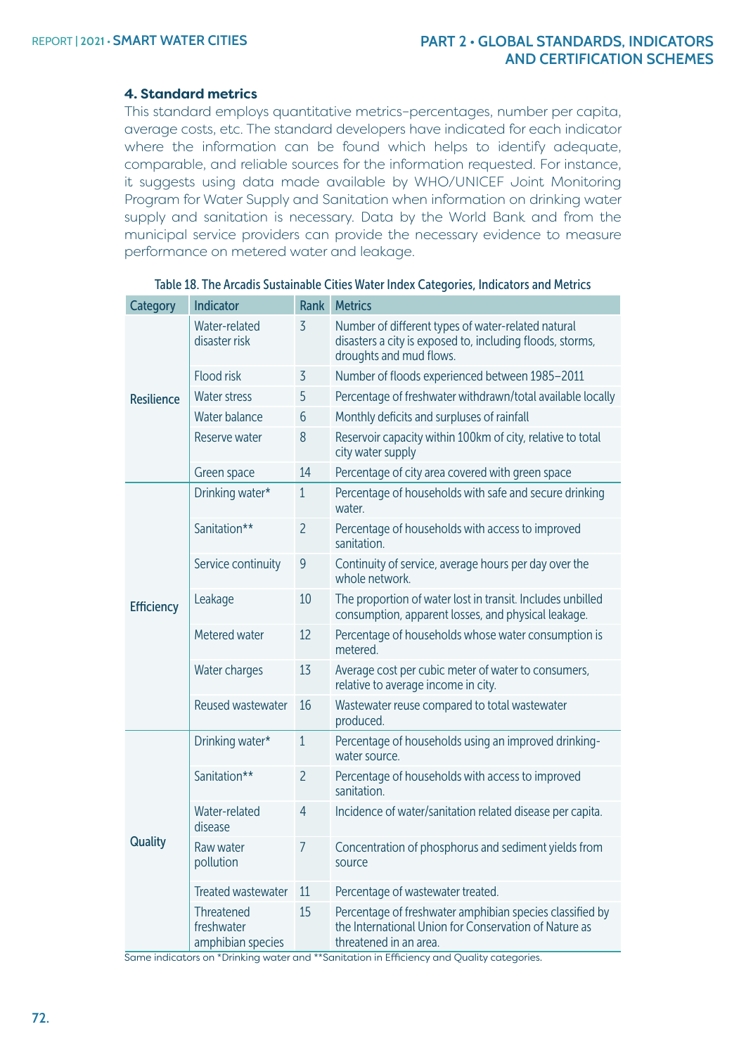### 4. Standard metrics

This standard employs quantitative metrics–percentages, number per capita, average costs, etc. The standard developers have indicated for each indicator where the information can be found which helps to identify adequate, comparable, and reliable sources for the information requested. For instance, it suggests using data made available by WHO/UNICEF Joint Monitoring Program for Water Supply and Sanitation when information on drinking water supply and sanitation is necessary. Data by the World Bank and from the municipal service providers can provide the necessary evidence to measure performance on metered water and leakage.

Table 18. The Arcadis Sustainable Cities Water Index Categories, Indicators and Metrics

| Category | Indicator | Rank | Metrics |
|---|---|---|---|
| Resilience | Water-related disaster risk | 3 | Number of different types of water-related natural disasters a city is exposed to, including floods, storms, droughts and mud flows. |
| | Flood risk | 3 | Number of floods experienced between 1985–2011 |
| | Water stress | 5 | Percentage of freshwater withdrawn/total available locally |
| | Water balance | 6 | Monthly deficits and surpluses of rainfall |
| | Reserve water | 8 | Reservoir capacity within 100km of city, relative to total city water supply |
| | Green space | 14 | Percentage of city area covered with green space |
| Efficiency | Drinking water* | 1 | Percentage of households with safe and secure drinking water. |
| | Sanitation** | 2 | Percentage of households with access to improved sanitation. |
| | Service continuity | 9 | Continuity of service, average hours per day over the whole network. |
| | Leakage | 10 | The proportion of water lost in transit. Includes unbilled consumption, apparent losses, and physical leakage. |
| | Metered water | 12 | Percentage of households whose water consumption is metered. |
| | Water charges | 13 | Average cost per cubic meter of water to consumers, relative to average income in city. |
| | Reused wastewater | 16 | Wastewater reuse compared to total wastewater produced. |
| Quality | Drinking water* | 1 | Percentage of households using an improved drinking-water source. |
| | Sanitation** | 2 | Percentage of households with access to improved sanitation. |
| | Water-related disease | 4 | Incidence of water/sanitation related disease per capita. |
| | Raw water pollution | 7 | Concentration of phosphorus and sediment yields from source |
| | Treated wastewater | 11 | Percentage of wastewater treated. |
| | Threatened freshwater amphibian species | 15 | Percentage of freshwater amphibian species classified by the International Union for Conservation of Nature as threatened in an area. |

Same indicators on *Drinking water and **Sanitation in Efficiency and Quality categories.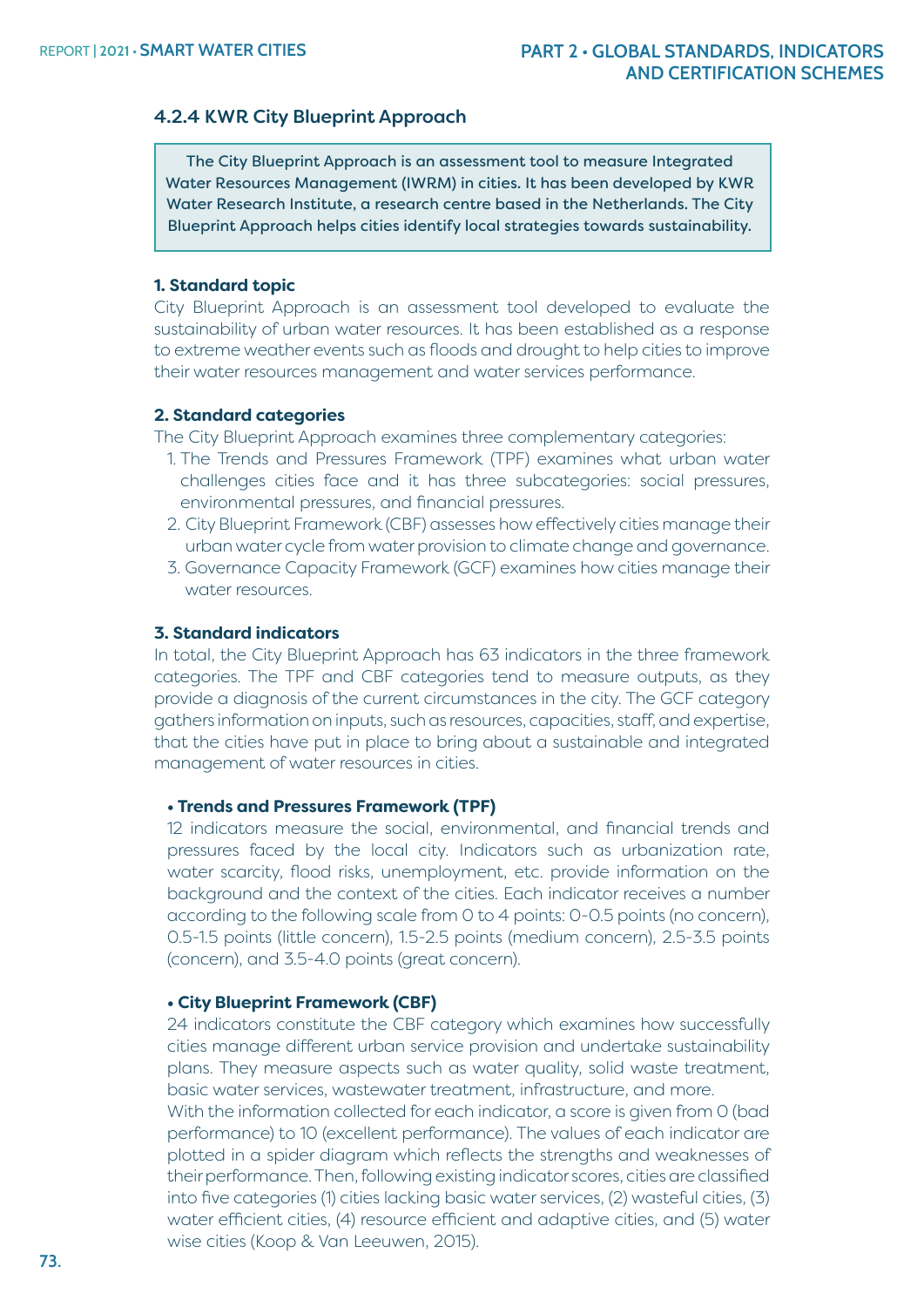### 4.2.4 KWR City Blueprint Approach

> The City Blueprint Approach is an assessment tool to measure Integrated Water Resources Management (IWRM) in cities. It has been developed by KWR Water Research Institute, a research centre based in the Netherlands. The City Blueprint Approach helps cities identify local strategies towards sustainability.

**1. Standard topic**

City Blueprint Approach is an assessment tool developed to evaluate the sustainability of urban water resources. It has been established as a response to extreme weather events such as floods and drought to help cities to improve their water resources management and water services performance.

**2. Standard categories**

The City Blueprint Approach examines three complementary categories:

1. The Trends and Pressures Framework (TPF) examines what urban water challenges cities face and it has three subcategories: social pressures, environmental pressures, and financial pressures.
2. City Blueprint Framework (CBF) assesses how effectively cities manage their urban water cycle from water provision to climate change and governance.
3. Governance Capacity Framework (GCF) examines how cities manage their water resources.

**3. Standard indicators**

In total, the City Blueprint Approach has 63 indicators in the three framework categories. The TPF and CBF categories tend to measure outputs, as they provide a diagnosis of the current circumstances in the city. The GCF category gathers information on inputs, such as resources, capacities, staff, and expertise, that the cities have put in place to bring about a sustainable and integrated management of water resources in cities.

- **Trends and Pressures Framework (TPF)**

  12 indicators measure the social, environmental, and financial trends and pressures faced by the local city. Indicators such as urbanization rate, water scarcity, flood risks, unemployment, etc. provide information on the background and the context of the cities. Each indicator receives a number according to the following scale from 0 to 4 points: 0-0.5 points (no concern), 0.5-1.5 points (little concern), 1.5-2.5 points (medium concern), 2.5-3.5 points (concern), and 3.5-4.0 points (great concern).

- **City Blueprint Framework (CBF)**

  24 indicators constitute the CBF category which examines how successfully cities manage different urban service provision and undertake sustainability plans. They measure aspects such as water quality, solid waste treatment, basic water services, wastewater treatment, infrastructure, and more.

  With the information collected for each indicator, a score is given from 0 (bad performance) to 10 (excellent performance). The values of each indicator are plotted in a spider diagram which reflects the strengths and weaknesses of their performance. Then, following existing indicator scores, cities are classified into five categories (1) cities lacking basic water services, (2) wasteful cities, (3) water efficient cities, (4) resource efficient and adaptive cities, and (5) water wise cities (Koop & Van Leeuwen, 2015).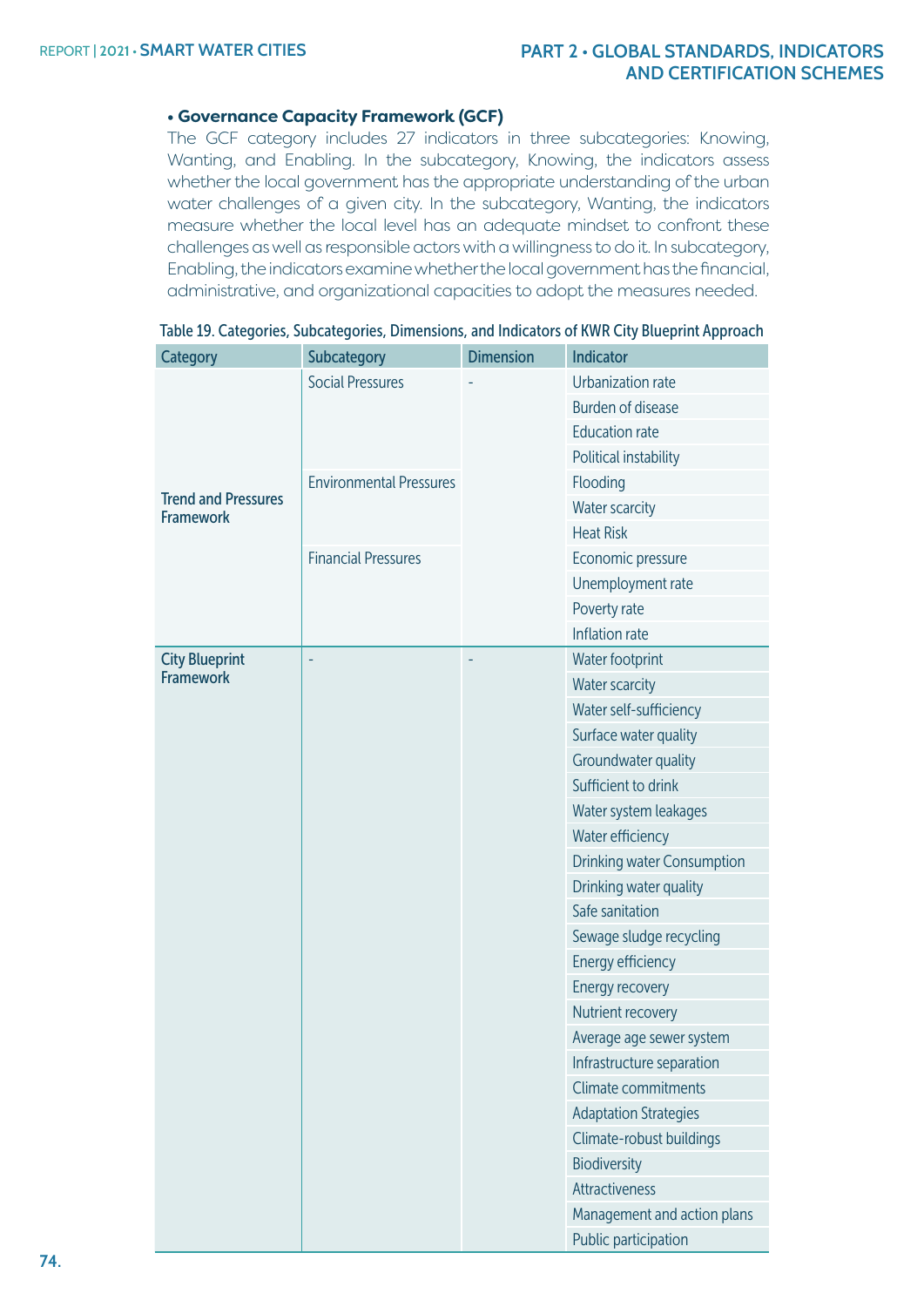- **Governance Capacity Framework (GCF)**
  The GCF category includes 27 indicators in three subcategories: Knowing, Wanting, and Enabling. In the subcategory, Knowing, the indicators assess whether the local government has the appropriate understanding of the urban water challenges of a given city. In the subcategory, Wanting, the indicators measure whether the local level has an adequate mindset to confront these challenges as well as responsible actors with a willingness to do it. In subcategory, Enabling, the indicators examine whether the local government has the financial, administrative, and organizational capacities to adopt the measures needed.

Table 19. Categories, Subcategories, Dimensions, and Indicators of KWR City Blueprint Approach

| Category | Subcategory | Dimension | Indicator |
|---|---|---|---|
| Trend and Pressures Framework | Social Pressures | - | Urbanization rate |
| | | | Burden of disease |
| | | | Education rate |
| | | | Political instability |
| | Environmental Pressures | | Flooding |
| | | | Water scarcity |
| | | | Heat Risk |
| | Financial Pressures | | Economic pressure |
| | | | Unemployment rate |
| | | | Poverty rate |
| | | | Inflation rate |
| City Blueprint Framework | - | - | Water footprint |
| | | | Water scarcity |
| | | | Water self-sufficiency |
| | | | Surface water quality |
| | | | Groundwater quality |
| | | | Sufficient to drink |
| | | | Water system leakages |
| | | | Water efficiency |
| | | | Drinking water Consumption |
| | | | Drinking water quality |
| | | | Safe sanitation |
| | | | Sewage sludge recycling |
| | | | Energy efficiency |
| | | | Energy recovery |
| | | | Nutrient recovery |
| | | | Average age sewer system |
| | | | Infrastructure separation |
| | | | Climate commitments |
| | | | Adaptation Strategies |
| | | | Climate-robust buildings |
| | | | Biodiversity |
| | | | Attractiveness |
| | | | Management and action plans |
| | | | Public participation |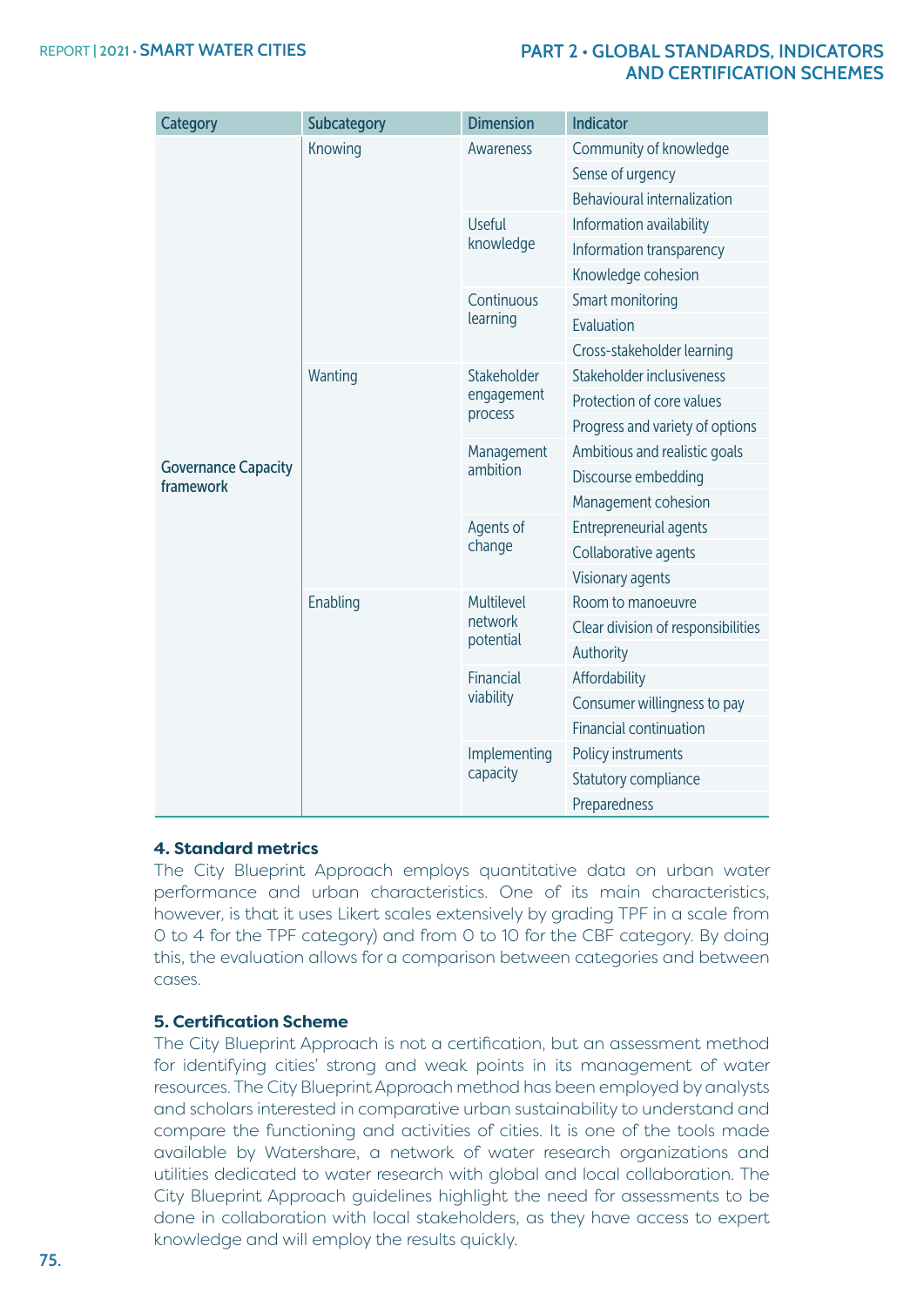| Category | Subcategory | Dimension | Indicator |
|---|---|---|---|
| Governance Capacity framework | Knowing | Awareness | Community of knowledge |
| | | | Sense of urgency |
| | | | Behavioural internalization |
| | | Useful knowledge | Information availability |
| | | | Information transparency |
| | | | Knowledge cohesion |
| | | Continuous learning | Smart monitoring |
| | | | Evaluation |
| | | | Cross-stakeholder learning |
| | Wanting | Stakeholder engagement process | Stakeholder inclusiveness |
| | | | Protection of core values |
| | | | Progress and variety of options |
| | | Management ambition | Ambitious and realistic goals |
| | | | Discourse embedding |
| | | | Management cohesion |
| | | Agents of change | Entrepreneurial agents |
| | | | Collaborative agents |
| | | | Visionary agents |
| | Enabling | Multilevel network potential | Room to manoeuvre |
| | | | Clear division of responsibilities |
| | | | Authority |
| | | Financial viability | Affordability |
| | | | Consumer willingness to pay |
| | | | Financial continuation |
| | | Implementing capacity | Policy instruments |
| | | | Statutory compliance |
| | | | Preparedness |

**4. Standard metrics**

The City Blueprint Approach employs quantitative data on urban water performance and urban characteristics. One of its main characteristics, however, is that it uses Likert scales extensively by grading TPF in a scale from 0 to 4 for the TPF category) and from 0 to 10 for the CBF category. By doing this, the evaluation allows for a comparison between categories and between cases.

**5. Certification Scheme**

The City Blueprint Approach is not a certification, but an assessment method for identifying cities' strong and weak points in its management of water resources. The City Blueprint Approach method has been employed by analysts and scholars interested in comparative urban sustainability to understand and compare the functioning and activities of cities. It is one of the tools made available by Watershare, a network of water research organizations and utilities dedicated to water research with global and local collaboration. The City Blueprint Approach guidelines highlight the need for assessments to be done in collaboration with local stakeholders, as they have access to expert knowledge and will employ the results quickly.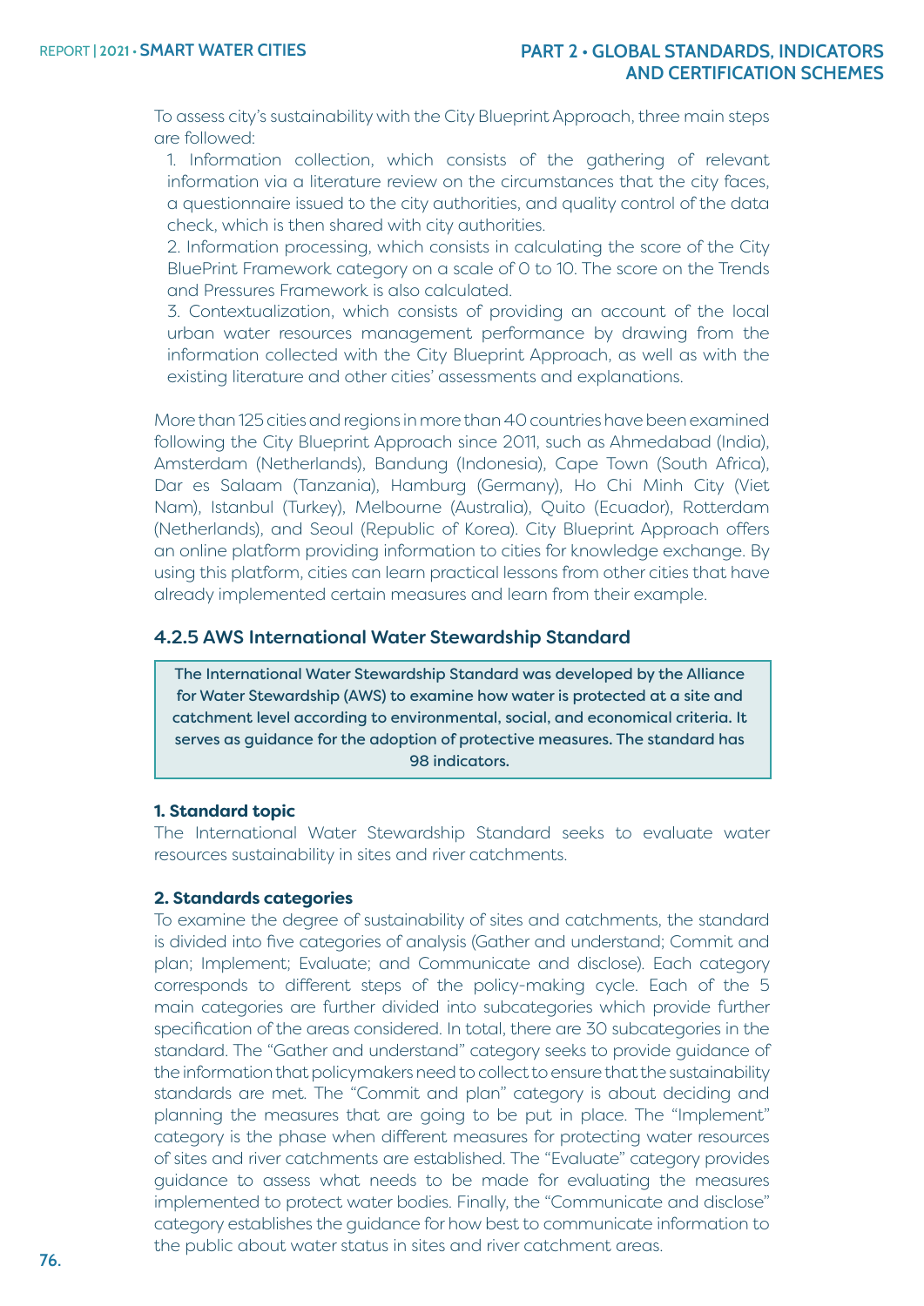To assess city's sustainability with the City Blueprint Approach, three main steps are followed:

1. Information collection, which consists of the gathering of relevant information via a literature review on the circumstances that the city faces, a questionnaire issued to the city authorities, and quality control of the data check, which is then shared with city authorities.
2. Information processing, which consists in calculating the score of the City BluePrint Framework category on a scale of 0 to 10. The score on the Trends and Pressures Framework is also calculated.
3. Contextualization, which consists of providing an account of the local urban water resources management performance by drawing from the information collected with the City Blueprint Approach, as well as with the existing literature and other cities' assessments and explanations.

More than 125 cities and regions in more than 40 countries have been examined following the City Blueprint Approach since 2011, such as Ahmedabad (India), Amsterdam (Netherlands), Bandung (Indonesia), Cape Town (South Africa), Dar es Salaam (Tanzania), Hamburg (Germany), Ho Chi Minh City (Viet Nam), Istanbul (Turkey), Melbourne (Australia), Quito (Ecuador), Rotterdam (Netherlands), and Seoul (Republic of Korea). City Blueprint Approach offers an online platform providing information to cities for knowledge exchange. By using this platform, cities can learn practical lessons from other cities that have already implemented certain measures and learn from their example.

### 4.2.5 AWS International Water Stewardship Standard

> The International Water Stewardship Standard was developed by the Alliance for Water Stewardship (AWS) to examine how water is protected at a site and catchment level according to environmental, social, and economical criteria. It serves as guidance for the adoption of protective measures. The standard has 98 indicators.

**1. Standard topic**

The International Water Stewardship Standard seeks to evaluate water resources sustainability in sites and river catchments.

**2. Standards categories**

To examine the degree of sustainability of sites and catchments, the standard is divided into five categories of analysis (Gather and understand; Commit and plan; Implement; Evaluate; and Communicate and disclose). Each category corresponds to different steps of the policy-making cycle. Each of the 5 main categories are further divided into subcategories which provide further specification of the areas considered. In total, there are 30 subcategories in the standard. The "Gather and understand" category seeks to provide guidance of the information that policymakers need to collect to ensure that the sustainability standards are met. The "Commit and plan" category is about deciding and planning the measures that are going to be put in place. The "Implement" category is the phase when different measures for protecting water resources of sites and river catchments are established. The "Evaluate" category provides guidance to assess what needs to be made for evaluating the measures implemented to protect water bodies. Finally, the "Communicate and disclose" category establishes the guidance for how best to communicate information to the public about water status in sites and river catchment areas.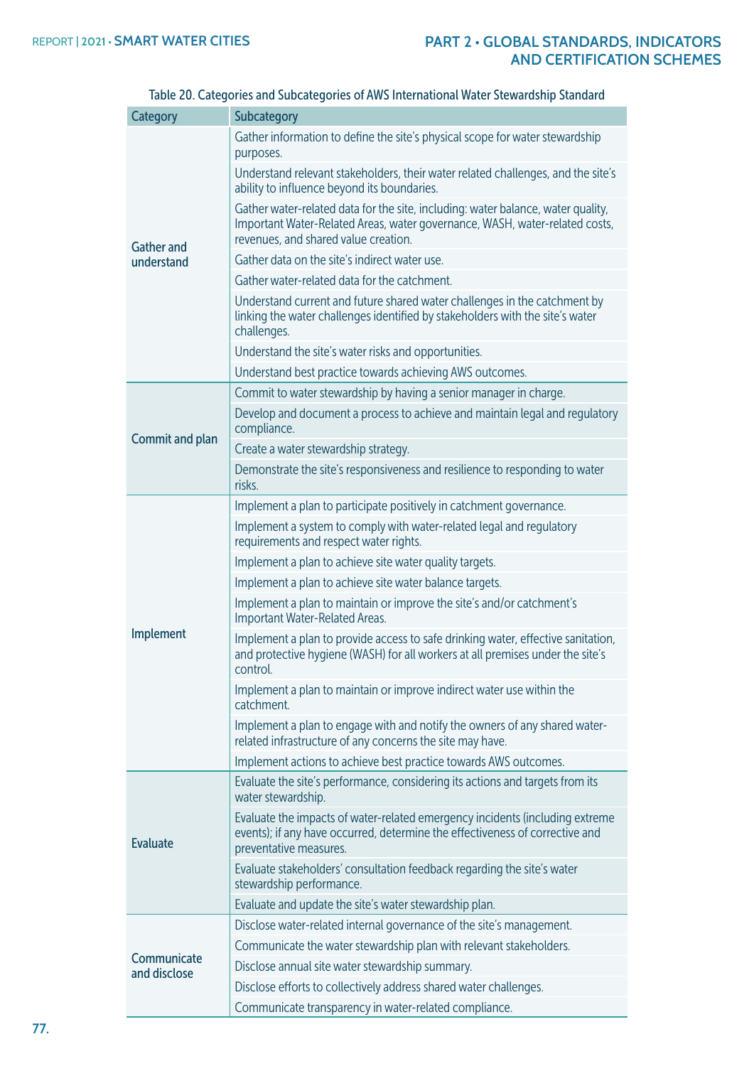Table 20. Categories and Subcategories of AWS International Water Stewardship Standard

| Category | Subcategory |
|---|---|
| Gather and understand | Gather information to define the site's physical scope for water stewardship purposes. |
| | Understand relevant stakeholders, their water related challenges, and the site's ability to influence beyond its boundaries. |
| | Gather water-related data for the site, including: water balance, water quality, Important Water-Related Areas, water governance, WASH, water-related costs, revenues, and shared value creation. |
| | Gather data on the site's indirect water use. |
| | Gather water-related data for the catchment. |
| | Understand current and future shared water challenges in the catchment by linking the water challenges identified by stakeholders with the site's water challenges. |
| | Understand the site's water risks and opportunities. |
| | Understand best practice towards achieving AWS outcomes. |
| Commit and plan | Commit to water stewardship by having a senior manager in charge. |
| | Develop and document a process to achieve and maintain legal and regulatory compliance. |
| | Create a water stewardship strategy. |
| | Demonstrate the site's responsiveness and resilience to responding to water risks. |
| Implement | Implement a plan to participate positively in catchment governance. |
| | Implement a system to comply with water-related legal and regulatory requirements and respect water rights. |
| | Implement a plan to achieve site water quality targets. |
| | Implement a plan to achieve site water balance targets. |
| | Implement a plan to maintain or improve the site's and/or catchment's Important Water-Related Areas. |
| | Implement a plan to provide access to safe drinking water, effective sanitation, and protective hygiene (WASH) for all workers at all premises under the site's control. |
| | Implement a plan to maintain or improve indirect water use within the catchment. |
| | Implement a plan to engage with and notify the owners of any shared water-related infrastructure of any concerns the site may have. |
| | Implement actions to achieve best practice towards AWS outcomes. |
| Evaluate | Evaluate the site's performance, considering its actions and targets from its water stewardship. |
| | Evaluate the impacts of water-related emergency incidents (including extreme events); if any have occurred, determine the effectiveness of corrective and preventative measures. |
| | Evaluate stakeholders' consultation feedback regarding the site's water stewardship performance. |
| | Evaluate and update the site's water stewardship plan. |
| Communicate and disclose | Disclose water-related internal governance of the site's management. |
| | Communicate the water stewardship plan with relevant stakeholders. |
| | Disclose annual site water stewardship summary. |
| | Disclose efforts to collectively address shared water challenges. |
| | Communicate transparency in water-related compliance. |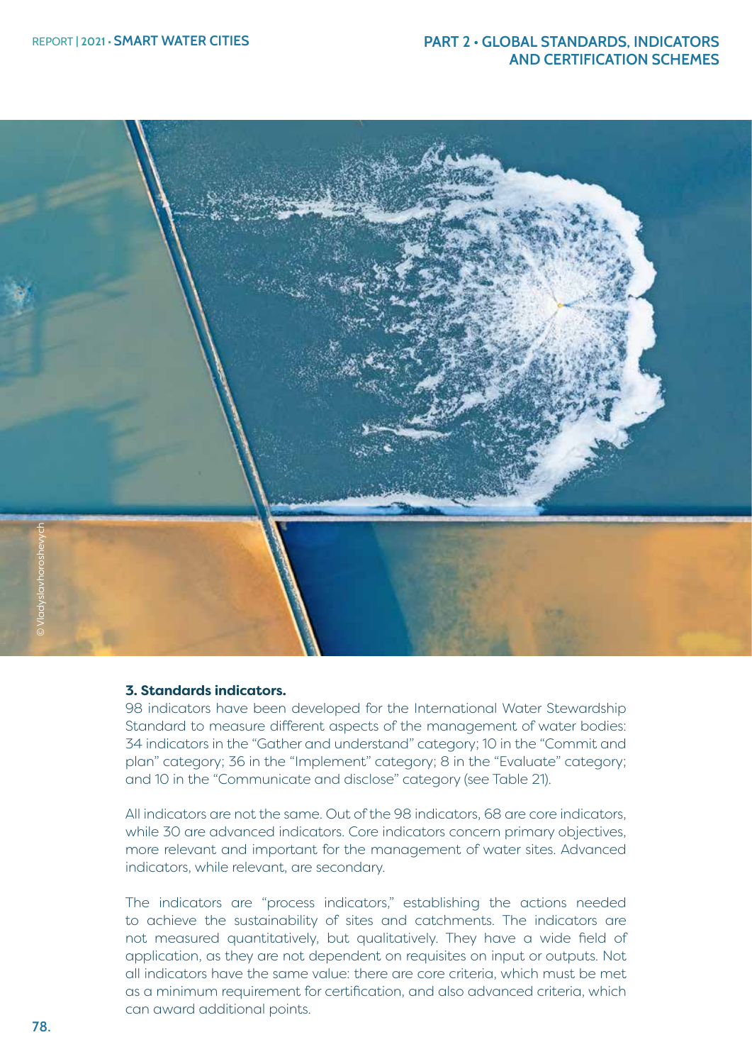**3. Standards indicators.**

98 indicators have been developed for the International Water Stewardship Standard to measure different aspects of the management of water bodies: 34 indicators in the "Gather and understand" category; 10 in the "Commit and plan" category; 36 in the "Implement" category; 8 in the "Evaluate" category; and 10 in the "Communicate and disclose" category (see Table 21).

All indicators are not the same. Out of the 98 indicators, 68 are core indicators, while 30 are advanced indicators. Core indicators concern primary objectives, more relevant and important for the management of water sites. Advanced indicators, while relevant, are secondary.

The indicators are "process indicators," establishing the actions needed to achieve the sustainability of sites and catchments. The indicators are not measured quantitatively, but qualitatively. They have a wide field of application, as they are not dependent on requisites on input or outputs. Not all indicators have the same value: there are core criteria, which must be met as a minimum requirement for certification, and also advanced criteria, which can award additional points.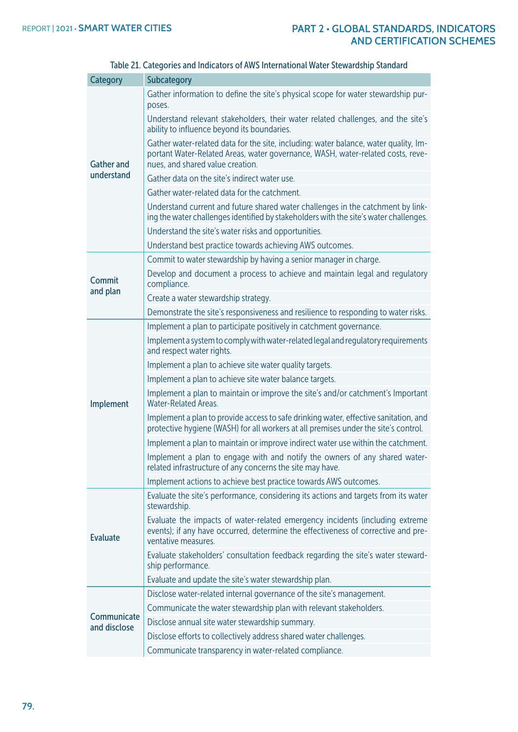Table 21. Categories and Indicators of AWS International Water Stewardship Standard

| Category | Subcategory |
|---|---|
| Gather and understand | Gather information to define the site's physical scope for water stewardship purposes. |
| | Understand relevant stakeholders, their water related challenges, and the site's ability to influence beyond its boundaries. |
| | Gather water-related data for the site, including: water balance, water quality, Important Water-Related Areas, water governance, WASH, water-related costs, revenues, and shared value creation. |
| | Gather data on the site's indirect water use. |
| | Gather water-related data for the catchment. |
| | Understand current and future shared water challenges in the catchment by linking the water challenges identified by stakeholders with the site's water challenges. |
| | Understand the site's water risks and opportunities. |
| | Understand best practice towards achieving AWS outcomes. |
| Commit and plan | Commit to water stewardship by having a senior manager in charge. |
| | Develop and document a process to achieve and maintain legal and regulatory compliance. |
| | Create a water stewardship strategy. |
| | Demonstrate the site's responsiveness and resilience to responding to water risks. |
| Implement | Implement a plan to participate positively in catchment governance. |
| | Implement a system to comply with water-related legal and regulatory requirements and respect water rights. |
| | Implement a plan to achieve site water quality targets. |
| | Implement a plan to achieve site water balance targets. |
| | Implement a plan to maintain or improve the site's and/or catchment's Important Water-Related Areas. |
| | Implement a plan to provide access to safe drinking water, effective sanitation, and protective hygiene (WASH) for all workers at all premises under the site's control. |
| | Implement a plan to maintain or improve indirect water use within the catchment. |
| | Implement a plan to engage with and notify the owners of any shared water-related infrastructure of any concerns the site may have. |
| | Implement actions to achieve best practice towards AWS outcomes. |
| Evaluate | Evaluate the site's performance, considering its actions and targets from its water stewardship. |
| | Evaluate the impacts of water-related emergency incidents (including extreme events); if any have occurred, determine the effectiveness of corrective and preventative measures. |
| | Evaluate stakeholders' consultation feedback regarding the site's water stewardship performance. |
| | Evaluate and update the site's water stewardship plan. |
| Communicate and disclose | Disclose water-related internal governance of the site's management. |
| | Communicate the water stewardship plan with relevant stakeholders. |
| | Disclose annual site water stewardship summary. |
| | Disclose efforts to collectively address shared water challenges. |
| | Communicate transparency in water-related compliance. |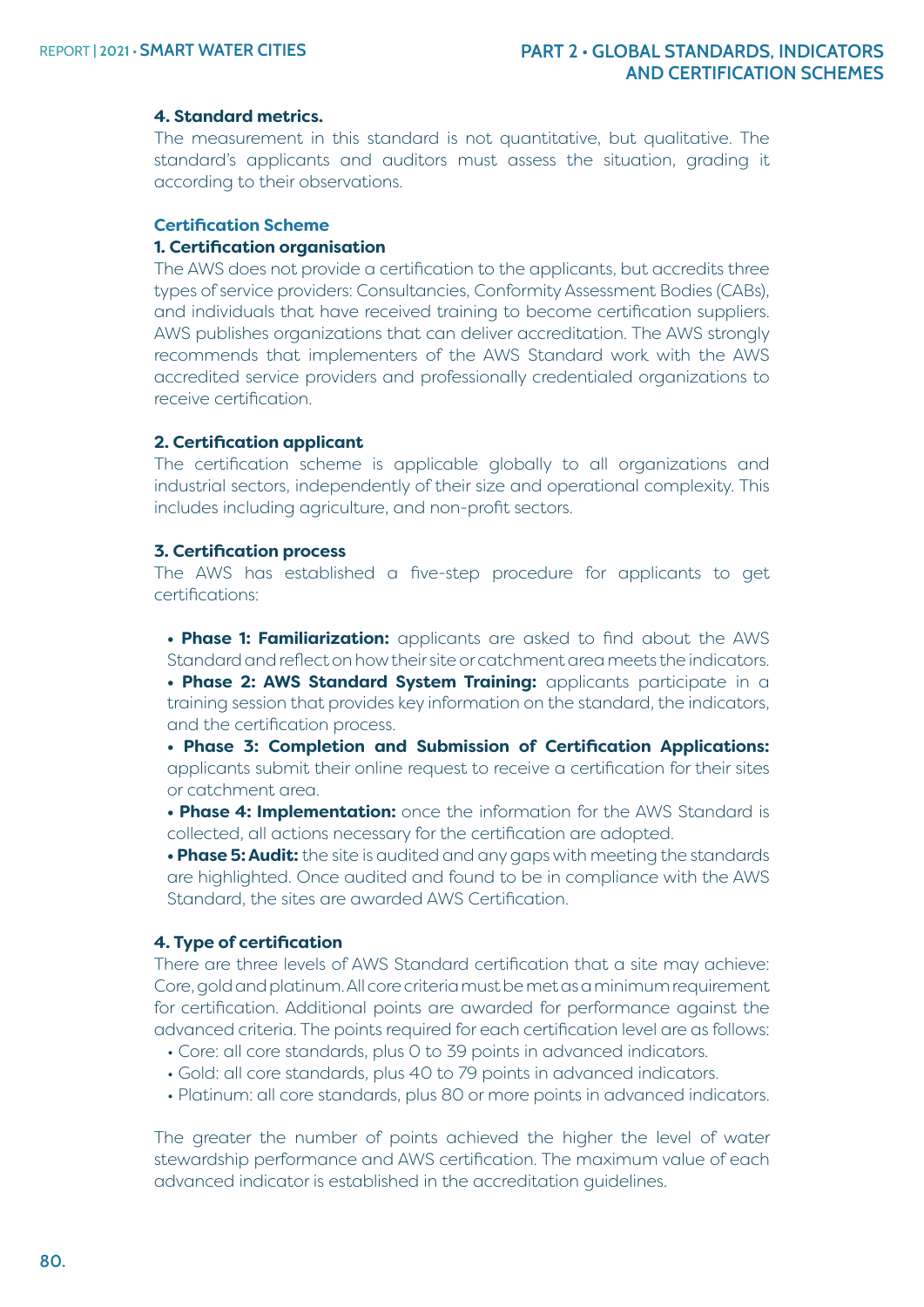**4. Standard metrics.**

The measurement in this standard is not quantitative, but qualitative. The standard's applicants and auditors must assess the situation, grading it according to their observations.

### Certification Scheme

**1. Certification organisation**

The AWS does not provide a certification to the applicants, but accredits three types of service providers: Consultancies, Conformity Assessment Bodies (CABs), and individuals that have received training to become certification suppliers. AWS publishes organizations that can deliver accreditation. The AWS strongly recommends that implementers of the AWS Standard work with the AWS accredited service providers and professionally credentialed organizations to receive certification.

**2. Certification applicant**

The certification scheme is applicable globally to all organizations and industrial sectors, independently of their size and operational complexity. This includes including agriculture, and non-profit sectors.

**3. Certification process**

The AWS has established a five-step procedure for applicants to get certifications:

- **Phase 1: Familiarization:** applicants are asked to find about the AWS Standard and reflect on how their site or catchment area meets the indicators.
- **Phase 2: AWS Standard System Training:** applicants participate in a training session that provides key information on the standard, the indicators, and the certification process.
- **Phase 3: Completion and Submission of Certification Applications:** applicants submit their online request to receive a certification for their sites or catchment area.
- **Phase 4: Implementation:** once the information for the AWS Standard is collected, all actions necessary for the certification are adopted.
- **Phase 5: Audit:** the site is audited and any gaps with meeting the standards are highlighted. Once audited and found to be in compliance with the AWS Standard, the sites are awarded AWS Certification.

**4. Type of certification**

There are three levels of AWS Standard certification that a site may achieve: Core, gold and platinum. All core criteria must be met as a minimum requirement for certification. Additional points are awarded for performance against the advanced criteria. The points required for each certification level are as follows:

- Core: all core standards, plus 0 to 39 points in advanced indicators.
- Gold: all core standards, plus 40 to 79 points in advanced indicators.
- Platinum: all core standards, plus 80 or more points in advanced indicators.

The greater the number of points achieved the higher the level of water stewardship performance and AWS certification. The maximum value of each advanced indicator is established in the accreditation guidelines.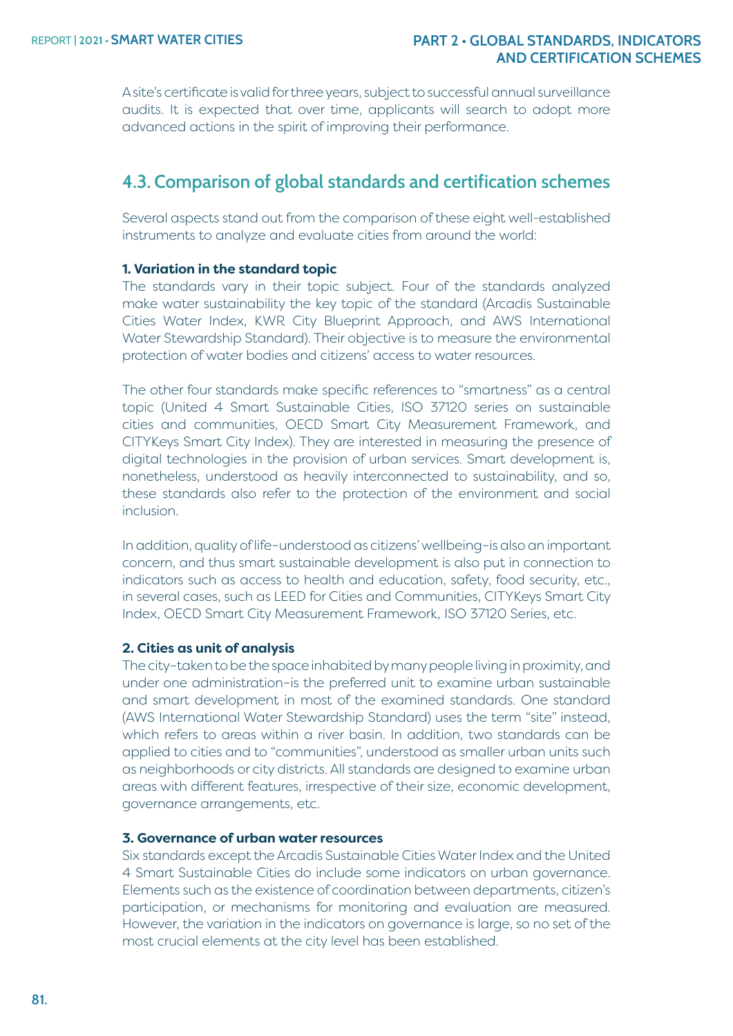A site's certificate is valid for three years, subject to successful annual surveillance audits. It is expected that over time, applicants will search to adopt more advanced actions in the spirit of improving their performance.

## 4.3. Comparison of global standards and certification schemes

Several aspects stand out from the comparison of these eight well-established instruments to analyze and evaluate cities from around the world:

**1. Variation in the standard topic**

The standards vary in their topic subject. Four of the standards analyzed make water sustainability the key topic of the standard (Arcadis Sustainable Cities Water Index, KWR City Blueprint Approach, and AWS International Water Stewardship Standard). Their objective is to measure the environmental protection of water bodies and citizens' access to water resources.

The other four standards make specific references to "smartness" as a central topic (United 4 Smart Sustainable Cities, ISO 37120 series on sustainable cities and communities, OECD Smart City Measurement Framework, and CITYKeys Smart City Index). They are interested in measuring the presence of digital technologies in the provision of urban services. Smart development is, nonetheless, understood as heavily interconnected to sustainability, and so, these standards also refer to the protection of the environment and social inclusion.

In addition, quality of life–understood as citizens' wellbeing–is also an important concern, and thus smart sustainable development is also put in connection to indicators such as access to health and education, safety, food security, etc., in several cases, such as LEED for Cities and Communities, CITYKeys Smart City Index, OECD Smart City Measurement Framework, ISO 37120 Series, etc.

**2. Cities as unit of analysis**

The city–taken to be the space inhabited by many people living in proximity, and under one administration–is the preferred unit to examine urban sustainable and smart development in most of the examined standards. One standard (AWS International Water Stewardship Standard) uses the term "site" instead, which refers to areas within a river basin. In addition, two standards can be applied to cities and to "communities", understood as smaller urban units such as neighborhoods or city districts. All standards are designed to examine urban areas with different features, irrespective of their size, economic development, governance arrangements, etc.

**3. Governance of urban water resources**

Six standards except the Arcadis Sustainable Cities Water Index and the United 4 Smart Sustainable Cities do include some indicators on urban governance. Elements such as the existence of coordination between departments, citizen's participation, or mechanisms for monitoring and evaluation are measured. However, the variation in the indicators on governance is large, so no set of the most crucial elements at the city level has been established.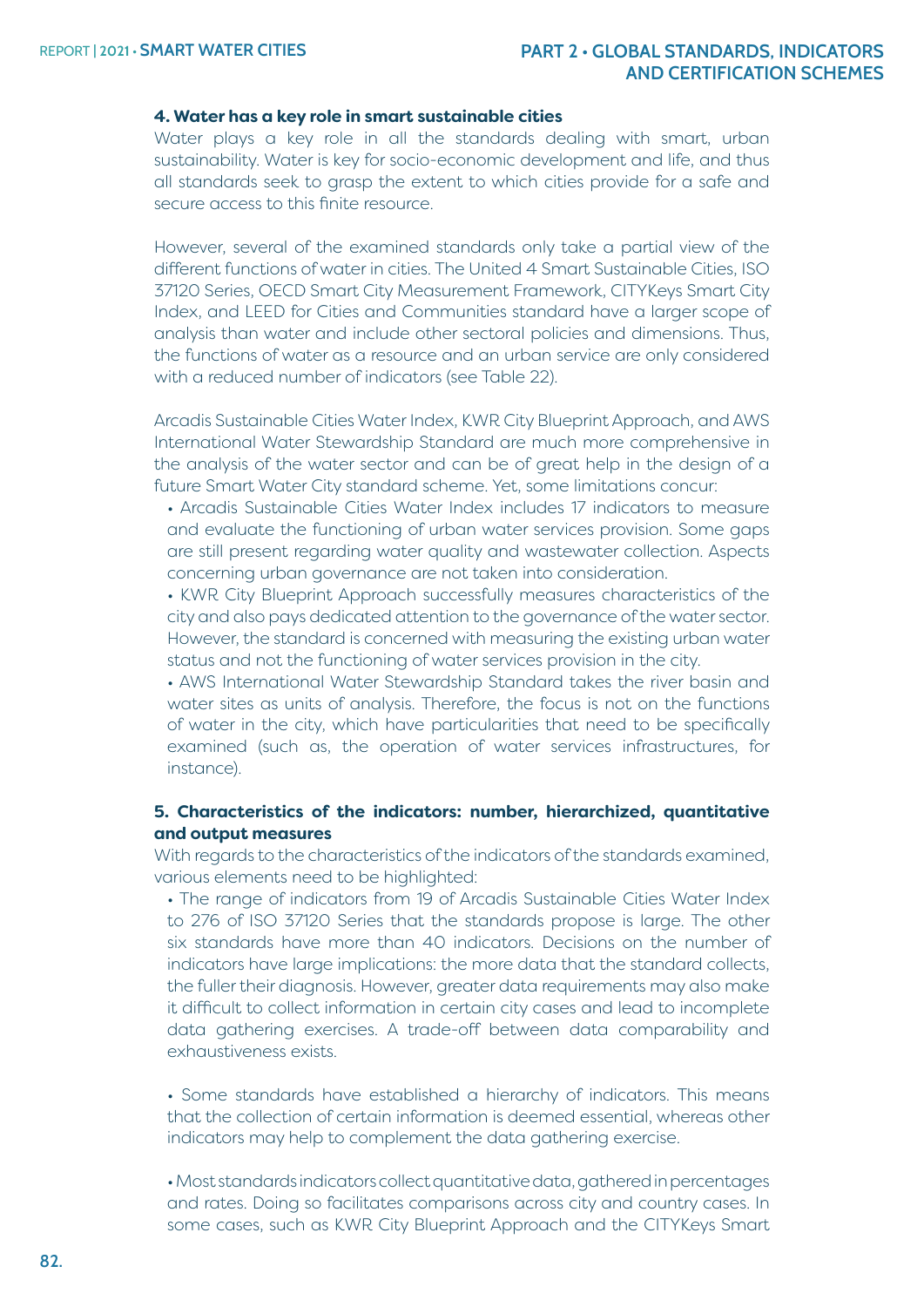**4. Water has a key role in smart sustainable cities**

Water plays a key role in all the standards dealing with smart, urban sustainability. Water is key for socio-economic development and life, and thus all standards seek to grasp the extent to which cities provide for a safe and secure access to this finite resource.

However, several of the examined standards only take a partial view of the different functions of water in cities. The United 4 Smart Sustainable Cities, ISO 37120 Series, OECD Smart City Measurement Framework, CITYKeys Smart City Index, and LEED for Cities and Communities standard have a larger scope of analysis than water and include other sectoral policies and dimensions. Thus, the functions of water as a resource and an urban service are only considered with a reduced number of indicators (see Table 22).

Arcadis Sustainable Cities Water Index, KWR City Blueprint Approach, and AWS International Water Stewardship Standard are much more comprehensive in the analysis of the water sector and can be of great help in the design of a future Smart Water City standard scheme. Yet, some limitations concur:

- Arcadis Sustainable Cities Water Index includes 17 indicators to measure and evaluate the functioning of urban water services provision. Some gaps are still present regarding water quality and wastewater collection. Aspects concerning urban governance are not taken into consideration.
- KWR City Blueprint Approach successfully measures characteristics of the city and also pays dedicated attention to the governance of the water sector. However, the standard is concerned with measuring the existing urban water status and not the functioning of water services provision in the city.
- AWS International Water Stewardship Standard takes the river basin and water sites as units of analysis. Therefore, the focus is not on the functions of water in the city, which have particularities that need to be specifically examined (such as, the operation of water services infrastructures, for instance).

**5. Characteristics of the indicators: number, hierarchized, quantitative and output measures**

With regards to the characteristics of the indicators of the standards examined, various elements need to be highlighted:

- The range of indicators from 19 of Arcadis Sustainable Cities Water Index to 276 of ISO 37120 Series that the standards propose is large. The other six standards have more than 40 indicators. Decisions on the number of indicators have large implications: the more data that the standard collects, the fuller their diagnosis. However, greater data requirements may also make it difficult to collect information in certain city cases and lead to incomplete data gathering exercises. A trade-off between data comparability and exhaustiveness exists.

- Some standards have established a hierarchy of indicators. This means that the collection of certain information is deemed essential, whereas other indicators may help to complement the data gathering exercise.

- Most standards indicators collect quantitative data, gathered in percentages and rates. Doing so facilitates comparisons across city and country cases. In some cases, such as KWR City Blueprint Approach and the CITYKeys Smart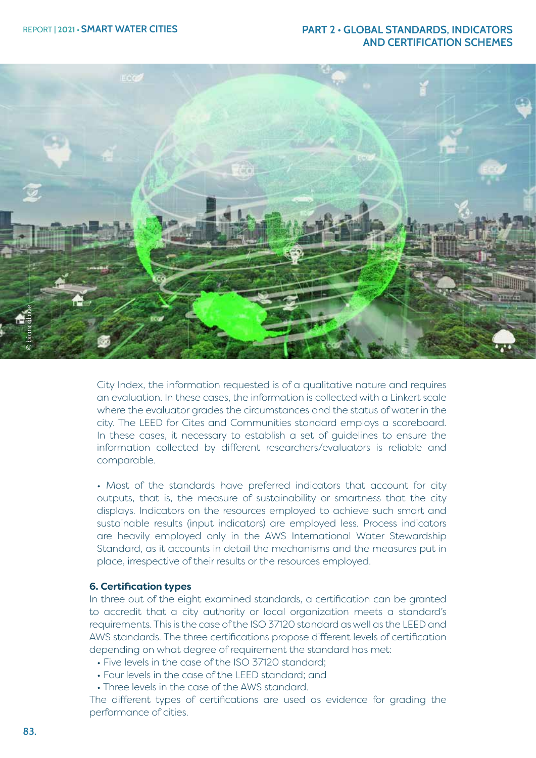City Index, the information requested is of a qualitative nature and requires an evaluation. In these cases, the information is collected with a Linkert scale where the evaluator grades the circumstances and the status of water in the city. The LEED for Cites and Communities standard employs a scoreboard. In these cases, it necessary to establish a set of guidelines to ensure the information collected by different researchers/evaluators is reliable and comparable.

• Most of the standards have preferred indicators that account for city outputs, that is, the measure of sustainability or smartness that the city displays. Indicators on the resources employed to achieve such smart and sustainable results (input indicators) are employed less. Process indicators are heavily employed only in the AWS International Water Stewardship Standard, as it accounts in detail the mechanisms and the measures put in place, irrespective of their results or the resources employed.

**6. Certification types**

In three out of the eight examined standards, a certification can be granted to accredit that a city authority or local organization meets a standard's requirements. This is the case of the ISO 37120 standard as well as the LEED and AWS standards. The three certifications propose different levels of certification depending on what degree of requirement the standard has met:

- Five levels in the case of the ISO 37120 standard;
- Four levels in the case of the LEED standard; and
- Three levels in the case of the AWS standard.

The different types of certifications are used as evidence for grading the performance of cities.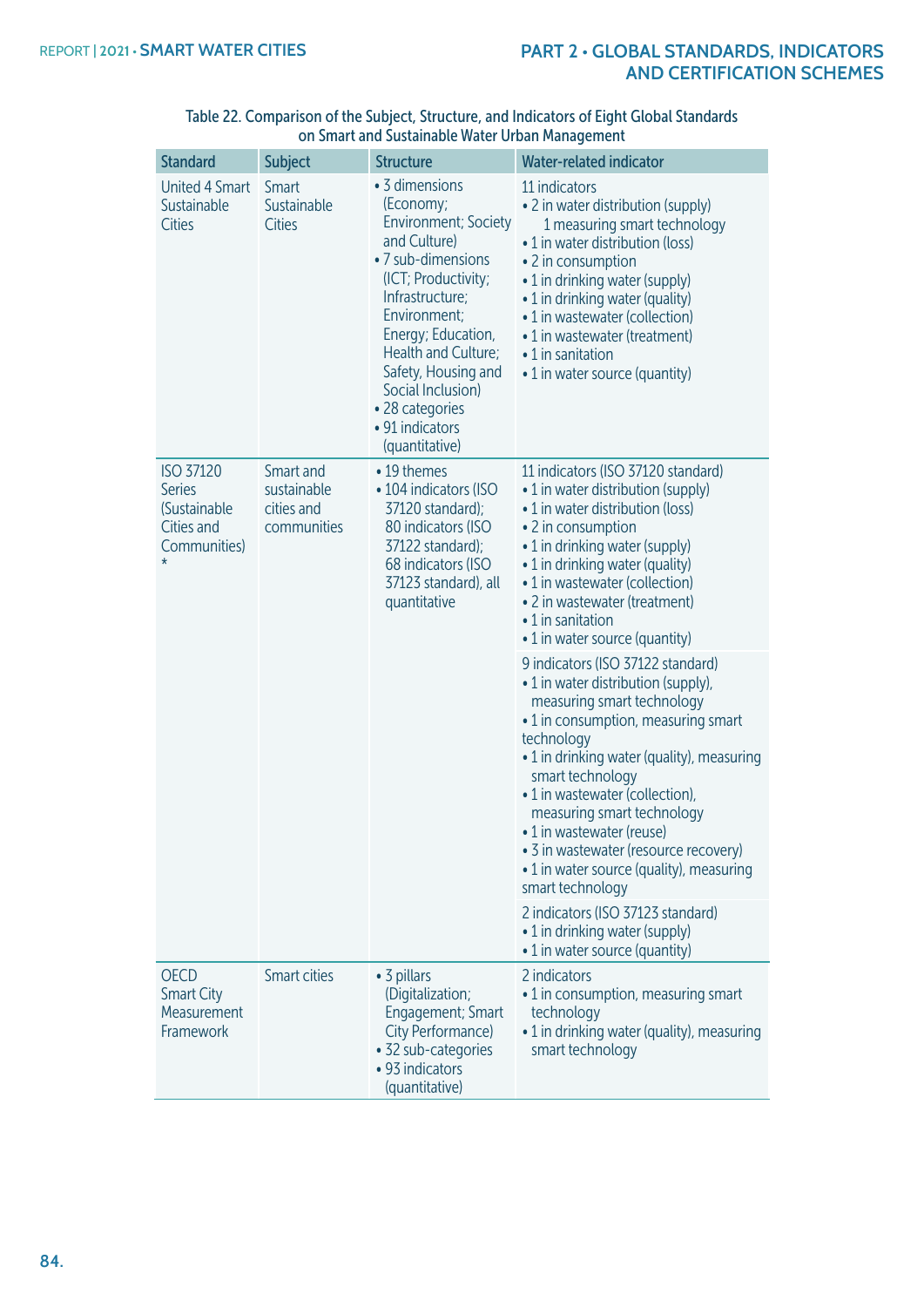Table 22. Comparison of the Subject, Structure, and Indicators of Eight Global Standards on Smart and Sustainable Water Urban Management

| Standard | Subject | Structure | Water-related indicator |
|---|---|---|---|
| United 4 Smart Sustainable Cities | Smart Sustainable Cities | • 3 dimensions (Economy; Environment; Society and Culture)<br>• 7 sub-dimensions (ICT; Productivity; Infrastructure; Environment; Energy; Education, Health and Culture; Safety, Housing and Social Inclusion)<br>• 28 categories<br>• 91 indicators (quantitative) | 11 indicators<br>• 2 in water distribution (supply) 1 measuring smart technology<br>• 1 in water distribution (loss)<br>• 2 in consumption<br>• 1 in drinking water (supply)<br>• 1 in drinking water (quality)<br>• 1 in wastewater (collection)<br>• 1 in wastewater (treatment)<br>• 1 in sanitation<br>• 1 in water source (quantity) |
| ISO 37120 Series (Sustainable Cities and Communities) * | Smart and sustainable cities and communities | • 19 themes<br>• 104 indicators (ISO 37120 standard); 80 indicators (ISO 37122 standard); 68 indicators (ISO 37123 standard), all quantitative | 11 indicators (ISO 37120 standard)<br>• 1 in water distribution (supply)<br>• 1 in water distribution (loss)<br>• 2 in consumption<br>• 1 in drinking water (supply)<br>• 1 in drinking water (quality)<br>• 1 in wastewater (collection)<br>• 2 in wastewater (treatment)<br>• 1 in sanitation<br>• 1 in water source (quantity) |
| | | | 9 indicators (ISO 37122 standard)<br>• 1 in water distribution (supply), measuring smart technology<br>• 1 in consumption, measuring smart technology<br>• 1 in drinking water (quality), measuring smart technology<br>• 1 in wastewater (collection), measuring smart technology<br>• 1 in wastewater (reuse)<br>• 3 in wastewater (resource recovery)<br>• 1 in water source (quality), measuring smart technology |
| | | | 2 indicators (ISO 37123 standard)<br>• 1 in drinking water (supply)<br>• 1 in water source (quantity) |
| OECD Smart City Measurement Framework | Smart cities | • 3 pillars (Digitalization; Engagement; Smart City Performance)<br>• 32 sub-categories<br>• 93 indicators (quantitative) | 2 indicators<br>• 1 in consumption, measuring smart technology<br>• 1 in drinking water (quality), measuring smart technology |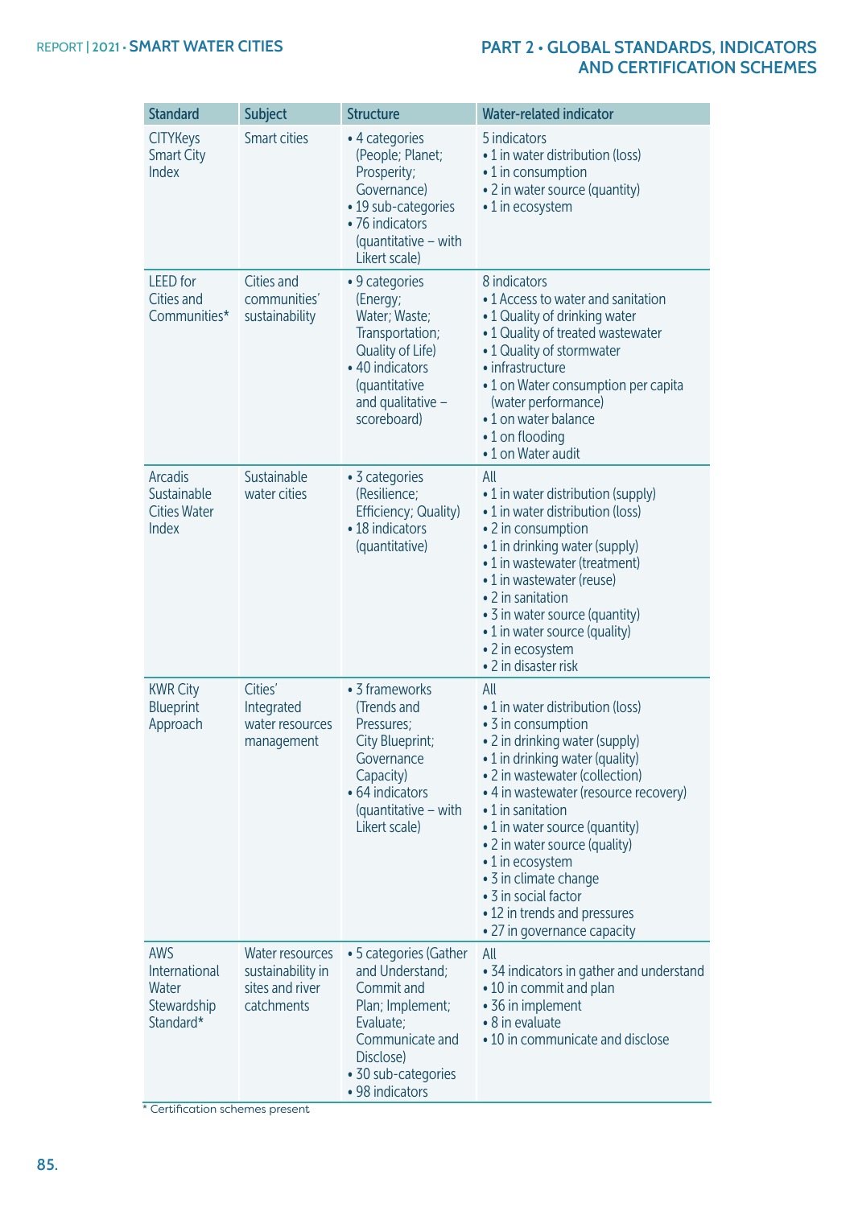| Standard | Subject | Structure | Water-related indicator |
|---|---|---|---|
| CITYKeys Smart City Index | Smart cities | • 4 categories (People; Planet; Prosperity; Governance)<br>• 19 sub-categories<br>• 76 indicators (quantitative – with Likert scale) | 5 indicators<br>• 1 in water distribution (loss)<br>• 1 in consumption<br>• 2 in water source (quantity)<br>• 1 in ecosystem |
| LEED for Cities and Communities* | Cities and communities' sustainability | • 9 categories (Energy; Water; Waste; Transportation; Quality of Life)<br>• 40 indicators (quantitative and qualitative – scoreboard) | 8 indicators<br>• 1 Access to water and sanitation<br>• 1 Quality of drinking water<br>• 1 Quality of treated wastewater<br>• 1 Quality of stormwater<br>• infrastructure<br>• 1 on Water consumption per capita (water performance)<br>• 1 on water balance<br>• 1 on flooding<br>• 1 on Water audit |
| Arcadis Sustainable Cities Water Index | Sustainable water cities | • 3 categories (Resilience; Efficiency; Quality)<br>• 18 indicators (quantitative) | All<br>• 1 in water distribution (supply)<br>• 1 in water distribution (loss)<br>• 2 in consumption<br>• 1 in drinking water (supply)<br>• 1 in wastewater (treatment)<br>• 1 in wastewater (reuse)<br>• 2 in sanitation<br>• 3 in water source (quantity)<br>• 1 in water source (quality)<br>• 2 in ecosystem<br>• 2 in disaster risk |
| KWR City Blueprint Approach | Cities' Integrated water resources management | • 3 frameworks (Trends and Pressures; City Blueprint; Governance Capacity)<br>• 64 indicators (quantitative – with Likert scale) | All<br>• 1 in water distribution (loss)<br>• 3 in consumption<br>• 2 in drinking water (supply)<br>• 1 in drinking water (quality)<br>• 2 in wastewater (collection)<br>• 4 in wastewater (resource recovery)<br>• 1 in sanitation<br>• 1 in water source (quantity)<br>• 2 in water source (quality)<br>• 1 in ecosystem<br>• 3 in climate change<br>• 3 in social factor<br>• 12 in trends and pressures<br>• 27 in governance capacity |
| AWS International Water Stewardship Standard* | Water resources sustainability in sites and river catchments | • 5 categories (Gather and Understand; Commit and Plan; Implement; Evaluate; Communicate and Disclose)<br>• 30 sub-categories<br>• 98 indicators | All<br>• 34 indicators in gather and understand<br>• 10 in commit and plan<br>• 36 in implement<br>• 8 in evaluate<br>• 10 in communicate and disclose |

\* Certification schemes present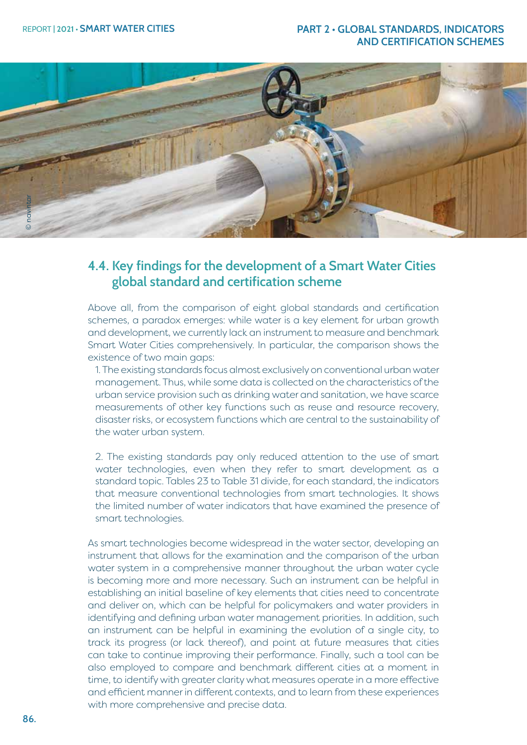## 4.4. Key findings for the development of a Smart Water Cities global standard and certification scheme

Above all, from the comparison of eight global standards and certification schemes, a paradox emerges: while water is a key element for urban growth and development, we currently lack an instrument to measure and benchmark Smart Water Cities comprehensively. In particular, the comparison shows the existence of two main gaps:

1. The existing standards focus almost exclusively on conventional urban water management. Thus, while some data is collected on the characteristics of the urban service provision such as drinking water and sanitation, we have scarce measurements of other key functions such as reuse and resource recovery, disaster risks, or ecosystem functions which are central to the sustainability of the water urban system.

2. The existing standards pay only reduced attention to the use of smart water technologies, even when they refer to smart development as a standard topic. Tables 23 to Table 31 divide, for each standard, the indicators that measure conventional technologies from smart technologies. It shows the limited number of water indicators that have examined the presence of smart technologies.

As smart technologies become widespread in the water sector, developing an instrument that allows for the examination and the comparison of the urban water system in a comprehensive manner throughout the urban water cycle is becoming more and more necessary. Such an instrument can be helpful in establishing an initial baseline of key elements that cities need to concentrate and deliver on, which can be helpful for policymakers and water providers in identifying and defining urban water management priorities. In addition, such an instrument can be helpful in examining the evolution of a single city, to track its progress (or lack thereof), and point at future measures that cities can take to continue improving their performance. Finally, such a tool can be also employed to compare and benchmark different cities at a moment in time, to identify with greater clarity what measures operate in a more effective and efficient manner in different contexts, and to learn from these experiences with more comprehensive and precise data.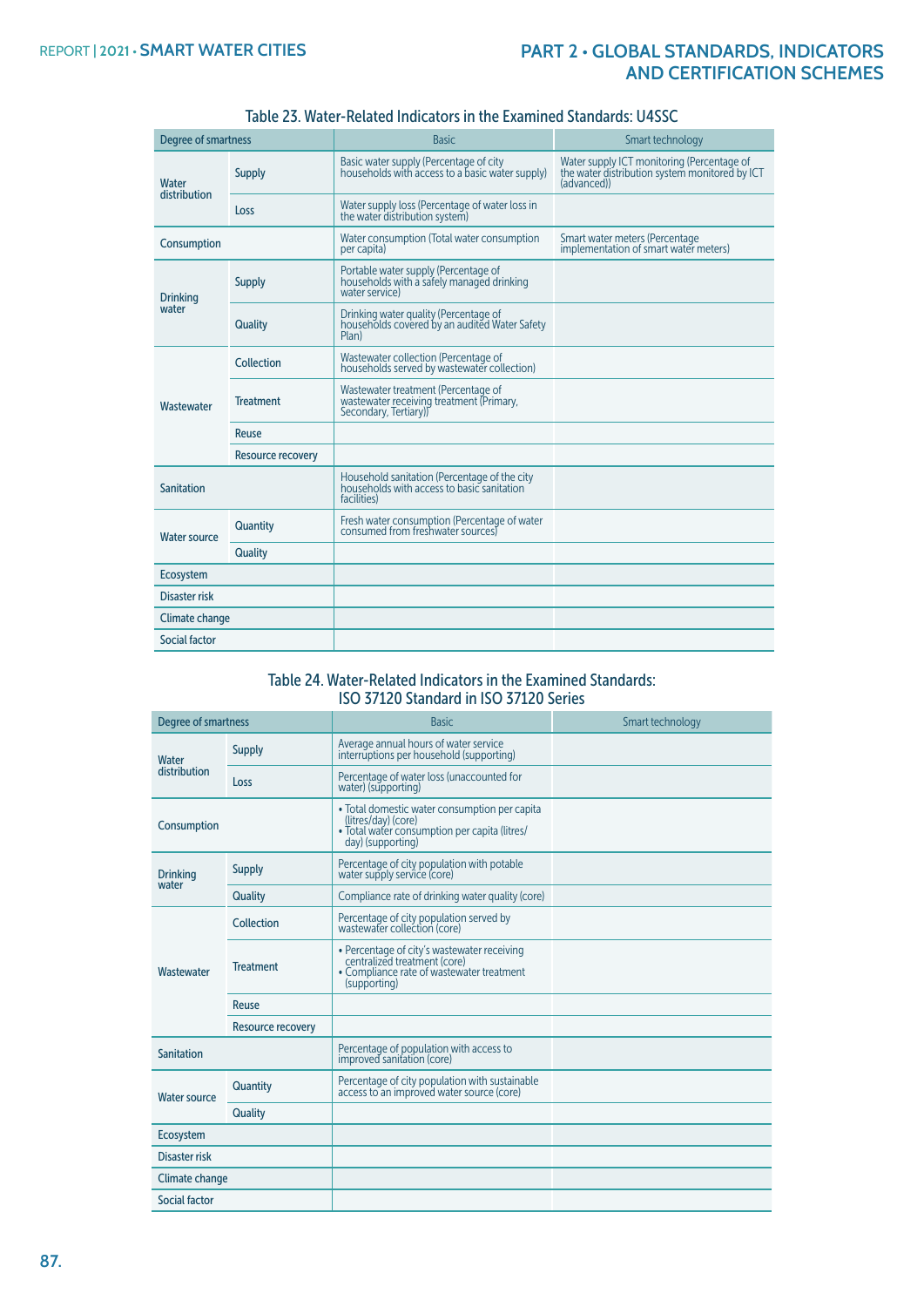Table 23. Water-Related Indicators in the Examined Standards: U4SSC

| Degree of smartness | | Basic | Smart technology |
|---|---|---|---|
| Water distribution | Supply | Basic water supply (Percentage of city households with access to a basic water supply) | Water supply ICT monitoring (Percentage of the water distribution system monitored by ICT (advanced)) |
| | Loss | Water supply loss (Percentage of water loss in the water distribution system) | |
| Consumption | | Water consumption (Total water consumption per capita) | Smart water meters (Percentage implementation of smart water meters) |
| Drinking water | Supply | Portable water supply (Percentage of households with a safely managed drinking water service) | |
| | Quality | Drinking water quality (Percentage of households covered by an audited Water Safety Plan) | |
| Wastewater | Collection | Wastewater collection (Percentage of households served by wastewater collection) | |
| | Treatment | Wastewater treatment (Percentage of wastewater receiving treatment (Primary, Secondary, Tertiary)) | |
| | Reuse | | |
| | Resource recovery | | |
| Sanitation | | Household sanitation (Percentage of the city households with access to basic sanitation facilities) | |
| Water source | Quantity | Fresh water consumption (Percentage of water consumed from freshwater sources) | |
| | Quality | | |
| Ecosystem | | | |
| Disaster risk | | | |
| Climate change | | | |
| Social factor | | | |

Table 24. Water-Related Indicators in the Examined Standards: ISO 37120 Standard in ISO 37120 Series

| Degree of smartness | | Basic | Smart technology |
|---|---|---|---|
| Water distribution | Supply | Average annual hours of water service interruptions per household (supporting) | |
| | Loss | Percentage of water loss (unaccounted for water) (supporting) | |
| Consumption | | • Total domestic water consumption per capita (litres/day) (core) • Total water consumption per capita (litres/day) (supporting) | |
| Drinking water | Supply | Percentage of city population with potable water supply service (core) | |
| | Quality | Compliance rate of drinking water quality (core) | |
| Wastewater | Collection | Percentage of city population served by wastewater collection (core) | |
| | Treatment | • Percentage of city's wastewater receiving centralized treatment (core) • Compliance rate of wastewater treatment (supporting) | |
| | Reuse | | |
| | Resource recovery | | |
| Sanitation | | Percentage of population with access to improved sanitation (core) | |
| Water source | Quantity | Percentage of city population with sustainable access to an improved water source (core) | |
| | Quality | | |
| Ecosystem | | | |
| Disaster risk | | | |
| Climate change | | | |
| Social factor | | | |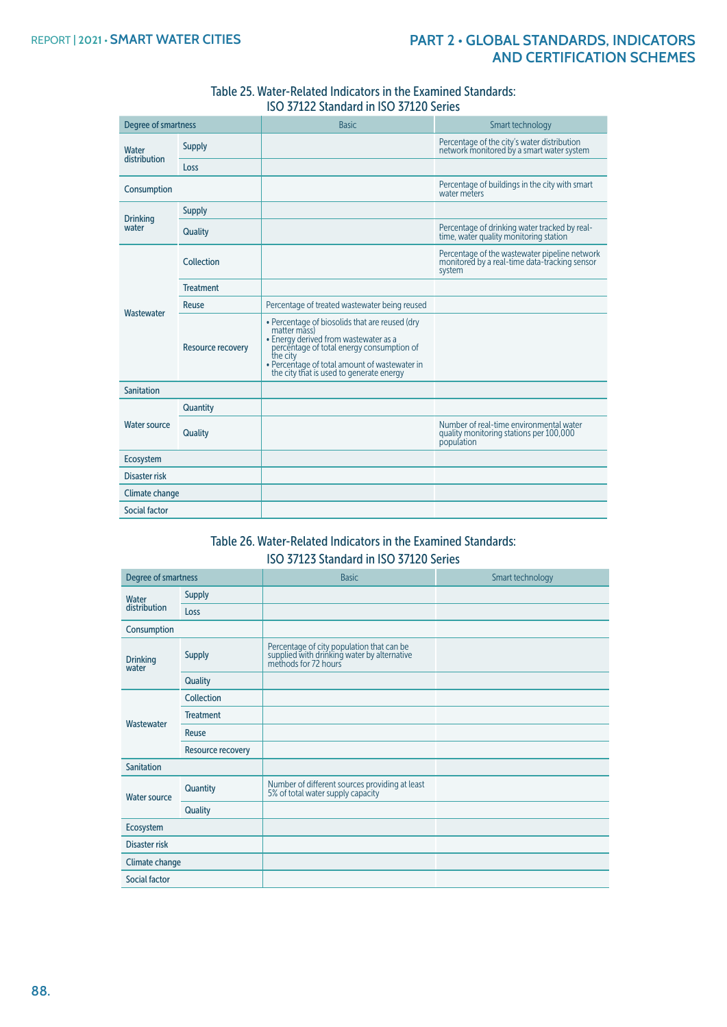Table 25. Water-Related Indicators in the Examined Standards: ISO 37122 Standard in ISO 37120 Series

| Degree of smartness | | Basic | Smart technology |
|---|---|---|---|
| Water distribution | Supply | | Percentage of the city's water distribution network monitored by a smart water system |
| | Loss | | |
| Consumption | | | Percentage of buildings in the city with smart water meters |
| Drinking water | Supply | | |
| | Quality | | Percentage of drinking water tracked by real-time, water quality monitoring station |
| Wastewater | Collection | | Percentage of the wastewater pipeline network monitored by a real-time data-tracking sensor system |
| | Treatment | | |
| | Reuse | Percentage of treated wastewater being reused | |
| | Resource recovery | • Percentage of biosolids that are reused (dry matter mass)<br>• Energy derived from wastewater as a percentage of total energy consumption of the city<br>• Percentage of total amount of wastewater in the city that is used to generate energy | |
| Sanitation | | | |
| Water source | Quantity | | |
| | Quality | | Number of real-time environmental water quality monitoring stations per 100,000 population |
| Ecosystem | | | |
| Disaster risk | | | |
| Climate change | | | |
| Social factor | | | |

Table 26. Water-Related Indicators in the Examined Standards: ISO 37123 Standard in ISO 37120 Series

| Degree of smartness | | Basic | Smart technology |
|---|---|---|---|
| Water distribution | Supply | | |
| | Loss | | |
| Consumption | | | |
| Drinking water | Supply | Percentage of city population that can be supplied with drinking water by alternative methods for 72 hours | |
| | Quality | | |
| Wastewater | Collection | | |
| | Treatment | | |
| | Reuse | | |
| | Resource recovery | | |
| Sanitation | | | |
| Water source | Quantity | Number of different sources providing at least 5% of total water supply capacity | |
| | Quality | | |
| Ecosystem | | | |
| Disaster risk | | | |
| Climate change | | | |
| Social factor | | | |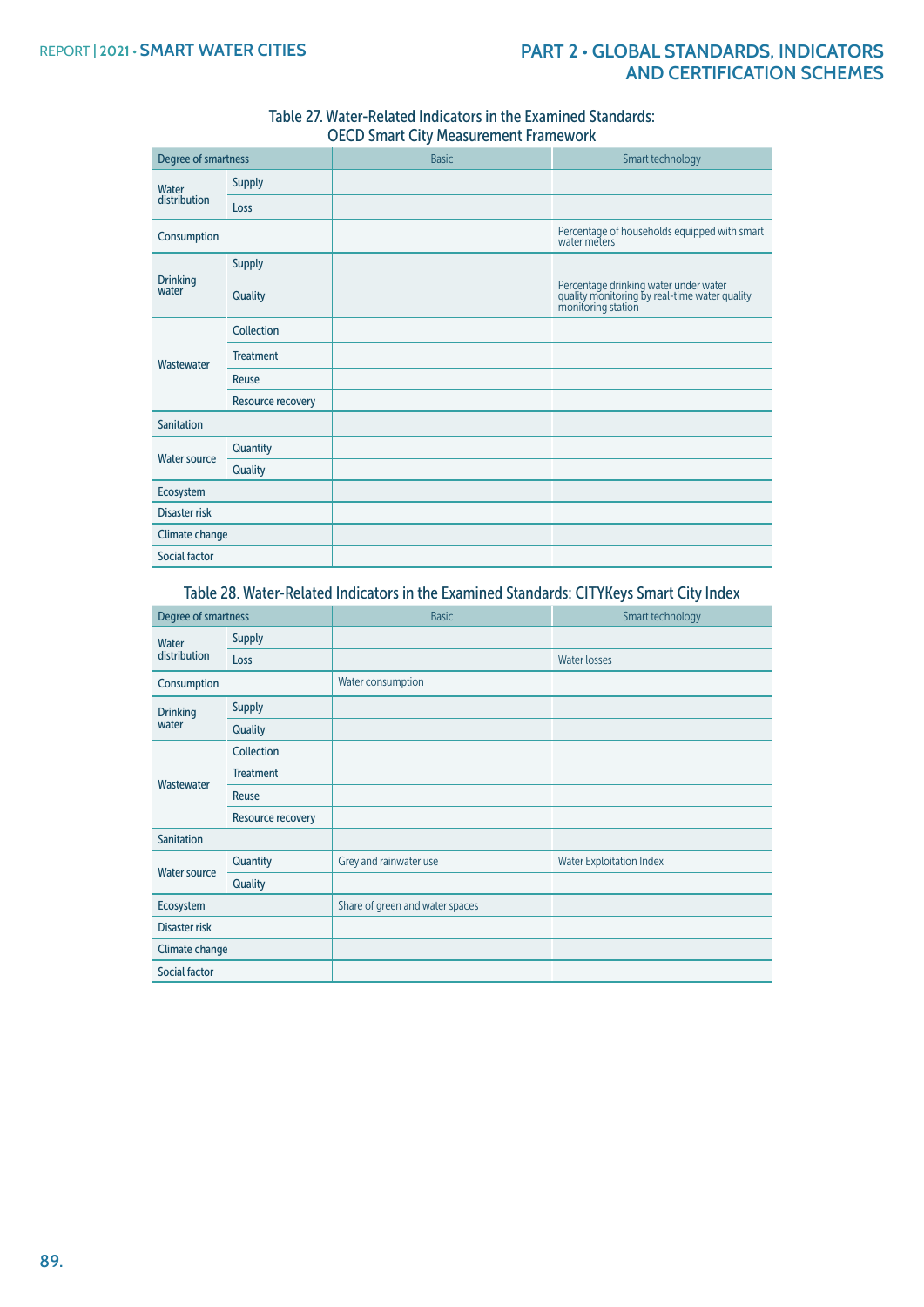Table 27. Water-Related Indicators in the Examined Standards: OECD Smart City Measurement Framework

| Degree of smartness | | Basic | Smart technology |
|---|---|---|---|
| Water distribution | Supply | | |
| | Loss | | |
| Consumption | | | Percentage of households equipped with smart water meters |
| Drinking water | Supply | | |
| | Quality | | Percentage drinking water under water quality monitoring by real-time water quality monitoring station |
| Wastewater | Collection | | |
| | Treatment | | |
| | Reuse | | |
| | Resource recovery | | |
| Sanitation | | | |
| Water source | Quantity | | |
| | Quality | | |
| Ecosystem | | | |
| Disaster risk | | | |
| Climate change | | | |
| Social factor | | | |

Table 28. Water-Related Indicators in the Examined Standards: CITYKeys Smart City Index

| Degree of smartness | | Basic | Smart technology |
|---|---|---|---|
| Water distribution | Supply | | |
| | Loss | | Water losses |
| Consumption | | Water consumption | |
| Drinking water | Supply | | |
| | Quality | | |
| Wastewater | Collection | | |
| | Treatment | | |
| | Reuse | | |
| | Resource recovery | | |
| Sanitation | | | |
| Water source | Quantity | Grey and rainwater use | Water Exploitation Index |
| | Quality | | |
| Ecosystem | | Share of green and water spaces | |
| Disaster risk | | | |
| Climate change | | | |
| Social factor | | | |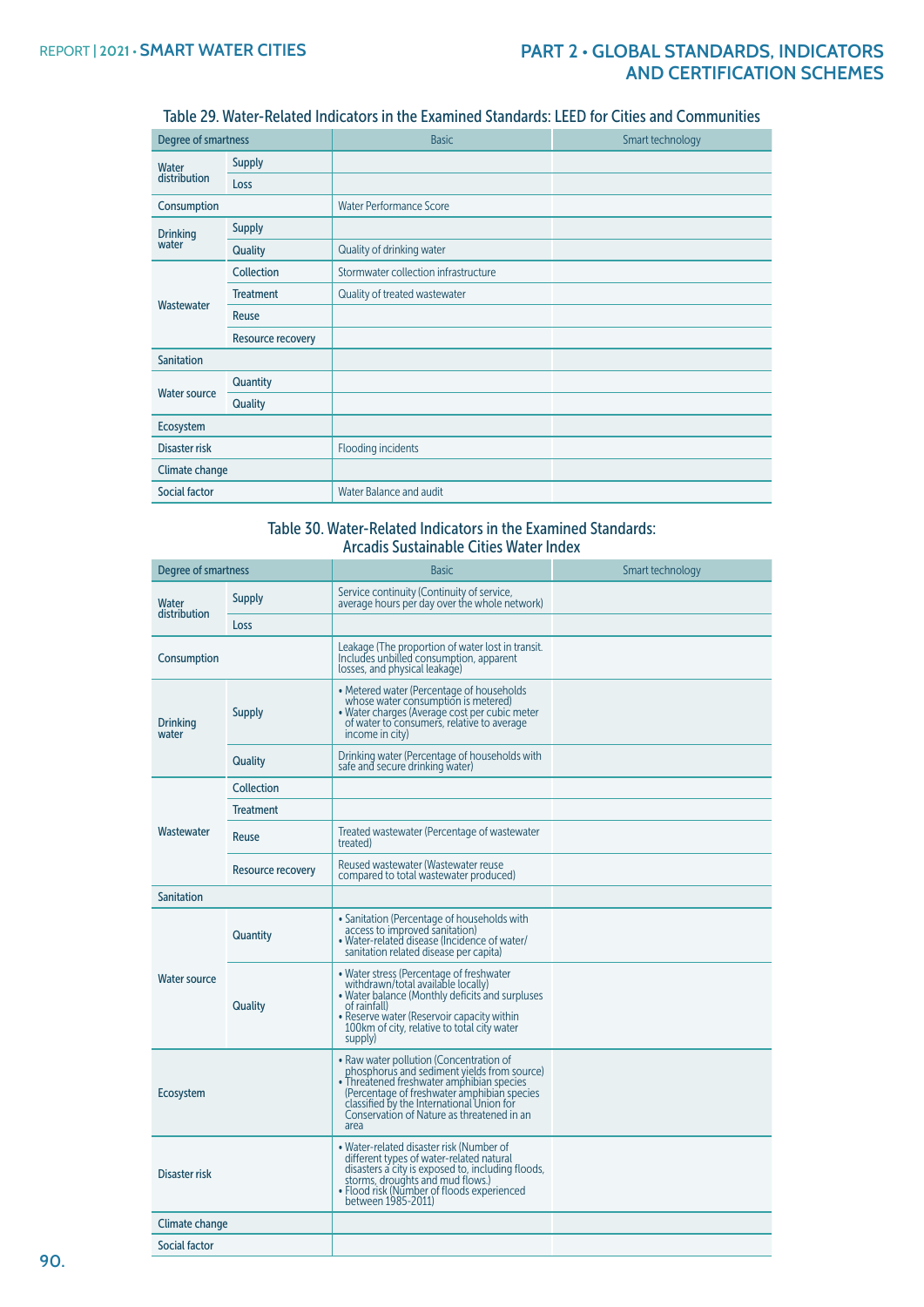Table 29. Water-Related Indicators in the Examined Standards: LEED for Cities and Communities

| Degree of smartness | | Basic | Smart technology |
|---|---|---|---|
| Water distribution | Supply | | |
| | Loss | | |
| Consumption | | Water Performance Score | |
| Drinking water | Supply | | |
| | Quality | Quality of drinking water | |
| Wastewater | Collection | Stormwater collection infrastructure | |
| | Treatment | Quality of treated wastewater | |
| | Reuse | | |
| | Resource recovery | | |
| Sanitation | | | |
| Water source | Quantity | | |
| | Quality | | |
| Ecosystem | | | |
| Disaster risk | | Flooding incidents | |
| Climate change | | | |
| Social factor | | Water Balance and audit | |

Table 30. Water-Related Indicators in the Examined Standards: Arcadis Sustainable Cities Water Index

| Degree of smartness | | Basic | Smart technology |
|---|---|---|---|
| Water distribution | Supply | Service continuity (Continuity of service, average hours per day over the whole network) | |
| | Loss | | |
| Consumption | | Leakage (The proportion of water lost in transit. Includes unbilled consumption, apparent losses, and physical leakage) | |
| Drinking water | Supply | • Metered water (Percentage of households whose water consumption is metered)<br>• Water charges (Average cost per cubic meter of water to consumers, relative to average income in city) | |
| | Quality | Drinking water (Percentage of households with safe and secure drinking water) | |
| Wastewater | Collection | | |
| | Treatment | | |
| | Reuse | Treated wastewater (Percentage of wastewater treated) | |
| | Resource recovery | Reused wastewater (Wastewater reuse compared to total wastewater produced) | |
| Sanitation | | | |
| Water source | Quantity | • Sanitation (Percentage of households with access to improved sanitation)<br>• Water-related disease (Incidence of water/sanitation related disease per capita) | |
| | Quality | • Water stress (Percentage of freshwater withdrawn/total available locally)<br>• Water balance (Monthly deficits and surpluses of rainfall)<br>• Reserve water (Reservoir capacity within 100km of city, relative to total city water supply) | |
| Ecosystem | | • Raw water pollution (Concentration of phosphorus and sediment yields from source)<br>• Threatened freshwater amphibian species (Percentage of freshwater amphibian species classified by the International Union for Conservation of Nature as threatened in an area | |
| Disaster risk | | • Water-related disaster risk (Number of different types of water-related natural disasters a city is exposed to, including floods, storms, droughts and mud flows.)<br>• Flood risk (Number of floods experienced between 1985-2011) | |
| Climate change | | | |
| Social factor | | | |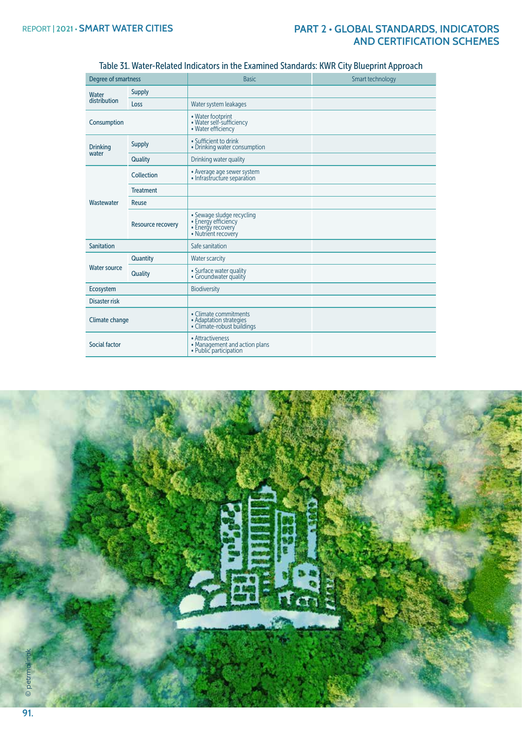Table 31. Water-Related Indicators in the Examined Standards: KWR City Blueprint Approach

| Degree of smartness | | Basic | Smart technology |
|---|---|---|---|
| Water distribution | Supply | | |
| | Loss | Water system leakages | |
| Consumption | | • Water footprint<br>• Water self-sufficiency<br>• Water efficiency | |
| Drinking water | Supply | • Sufficient to drink<br>• Drinking water consumption | |
| | Quality | Drinking water quality | |
| Wastewater | Collection | • Average age sewer system<br>• Infrastructure separation | |
| | Treatment | | |
| | Reuse | | |
| | Resource recovery | • Sewage sludge recycling<br>• Energy efficiency<br>• Energy recovery<br>• Nutrient recovery | |
| Sanitation | | Safe sanitation | |
| Water source | Quantity | Water scarcity | |
| | Quality | • Surface water quality<br>• Groundwater quality | |
| Ecosystem | | Biodiversity | |
| Disaster risk | | | |
| Climate change | | • Climate commitments<br>• Adaptation strategies<br>• Climate-robust buildings | |
| Social factor | | • Attractiveness<br>• Management and action plans<br>• Public participation | |

© petrmalinak